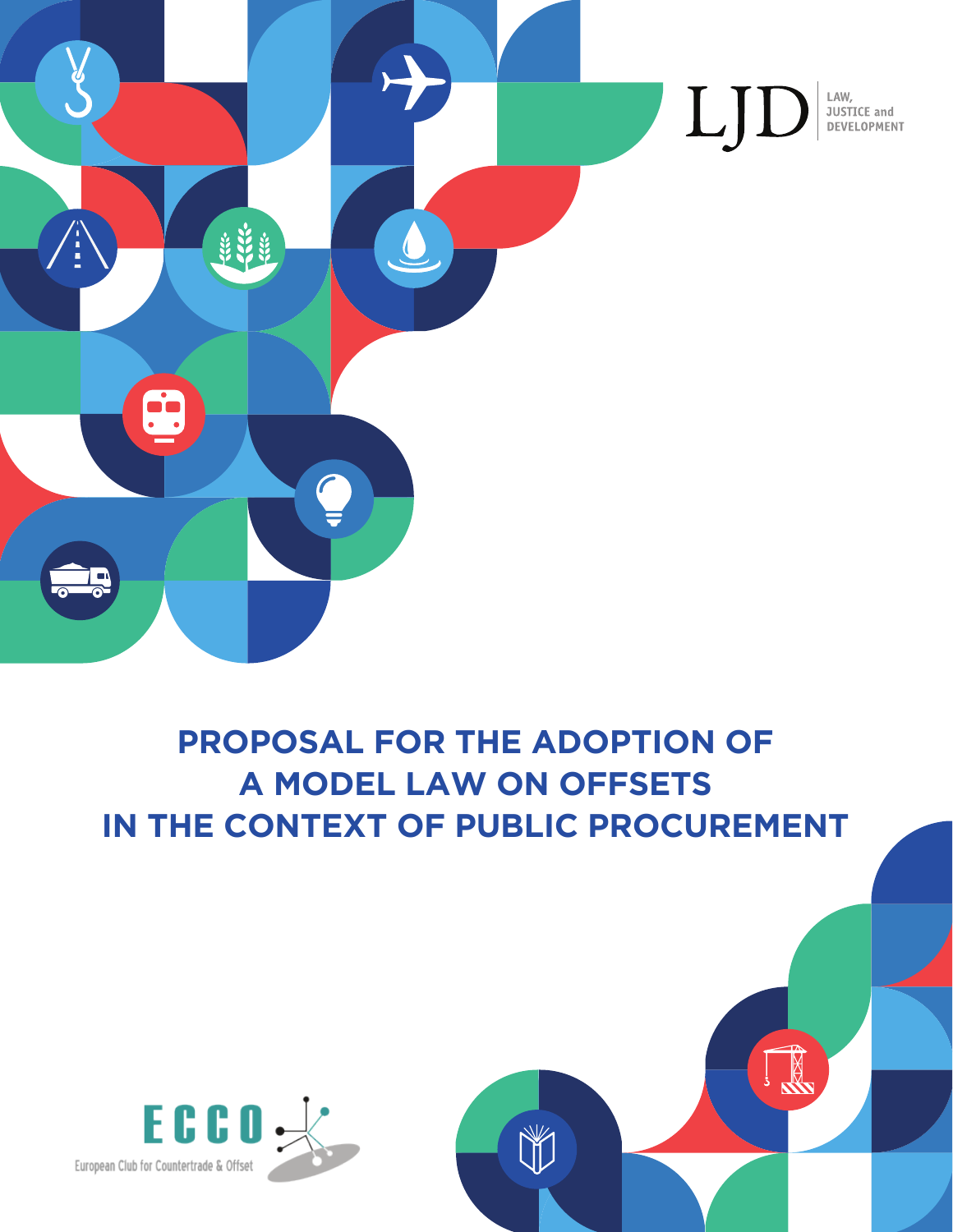LJD | LAW, JUSTICE and DEVELOPMENT

# PROPOSAL FOR THE ADOPTION OF A MODEL LAW ON OFFSETS IN THE CONTEXT OF PUBLIC PROCUREMENT

ECCO
European Club for Countertrade & Offset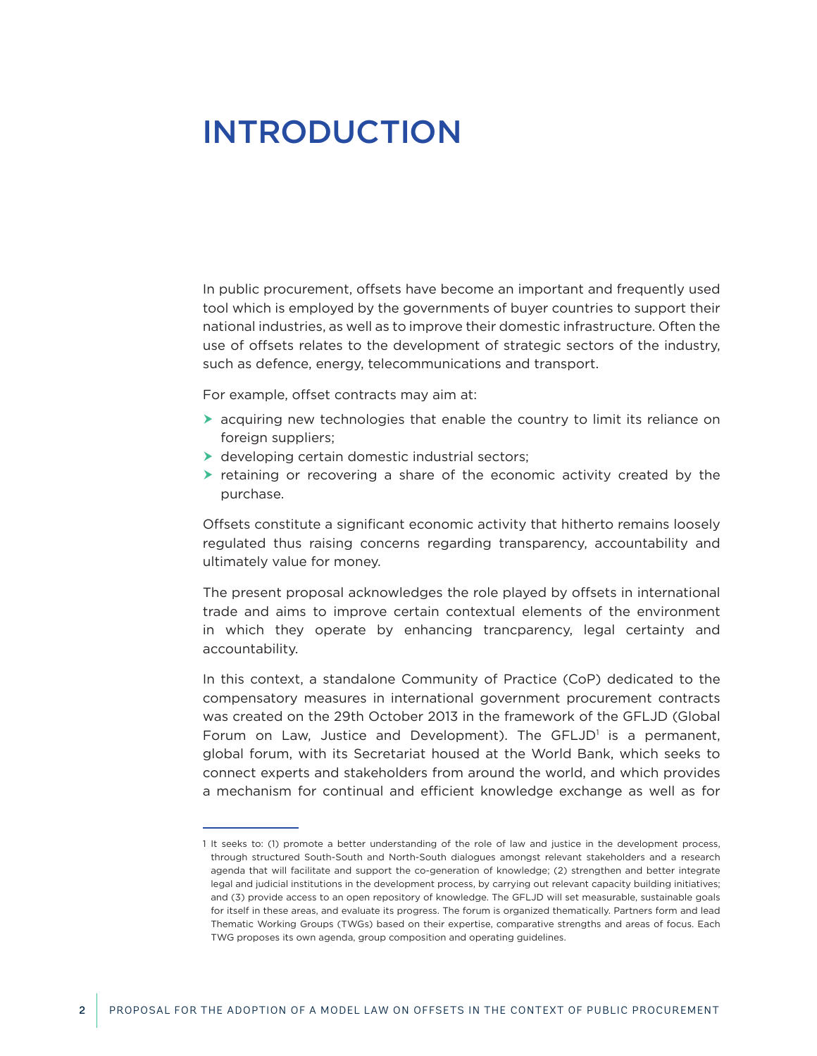# INTRODUCTION

In public procurement, offsets have become an important and frequently used tool which is employed by the governments of buyer countries to support their national industries, as well as to improve their domestic infrastructure. Often the use of offsets relates to the development of strategic sectors of the industry, such as defence, energy, telecommunications and transport.

For example, offset contracts may aim at:

- acquiring new technologies that enable the country to limit its reliance on foreign suppliers;
- developing certain domestic industrial sectors;
- retaining or recovering a share of the economic activity created by the purchase.

Offsets constitute a significant economic activity that hitherto remains loosely regulated thus raising concerns regarding transparency, accountability and ultimately value for money.

The present proposal acknowledges the role played by offsets in international trade and aims to improve certain contextual elements of the environment in which they operate by enhancing trancparency, legal certainty and accountability.

In this context, a standalone Community of Practice (CoP) dedicated to the compensatory measures in international government procurement contracts was created on the 29th October 2013 in the framework of the GFLJD (Global Forum on Law, Justice and Development). The GFLJD[1] is a permanent, global forum, with its Secretariat housed at the World Bank, which seeks to connect experts and stakeholders from around the world, and which provides a mechanism for continual and efficient knowledge exchange as well as for

---

1 It seeks to: (1) promote a better understanding of the role of law and justice in the development process, through structured South-South and North-South dialogues amongst relevant stakeholders and a research agenda that will facilitate and support the co-generation of knowledge; (2) strengthen and better integrate legal and judicial institutions in the development process, by carrying out relevant capacity building initiatives; and (3) provide access to an open repository of knowledge. The GFLJD will set measurable, sustainable goals for itself in these areas, and evaluate its progress. The forum is organized thematically. Partners form and lead Thematic Working Groups (TWGs) based on their expertise, comparative strengths and areas of focus. Each TWG proposes its own agenda, group composition and operating guidelines.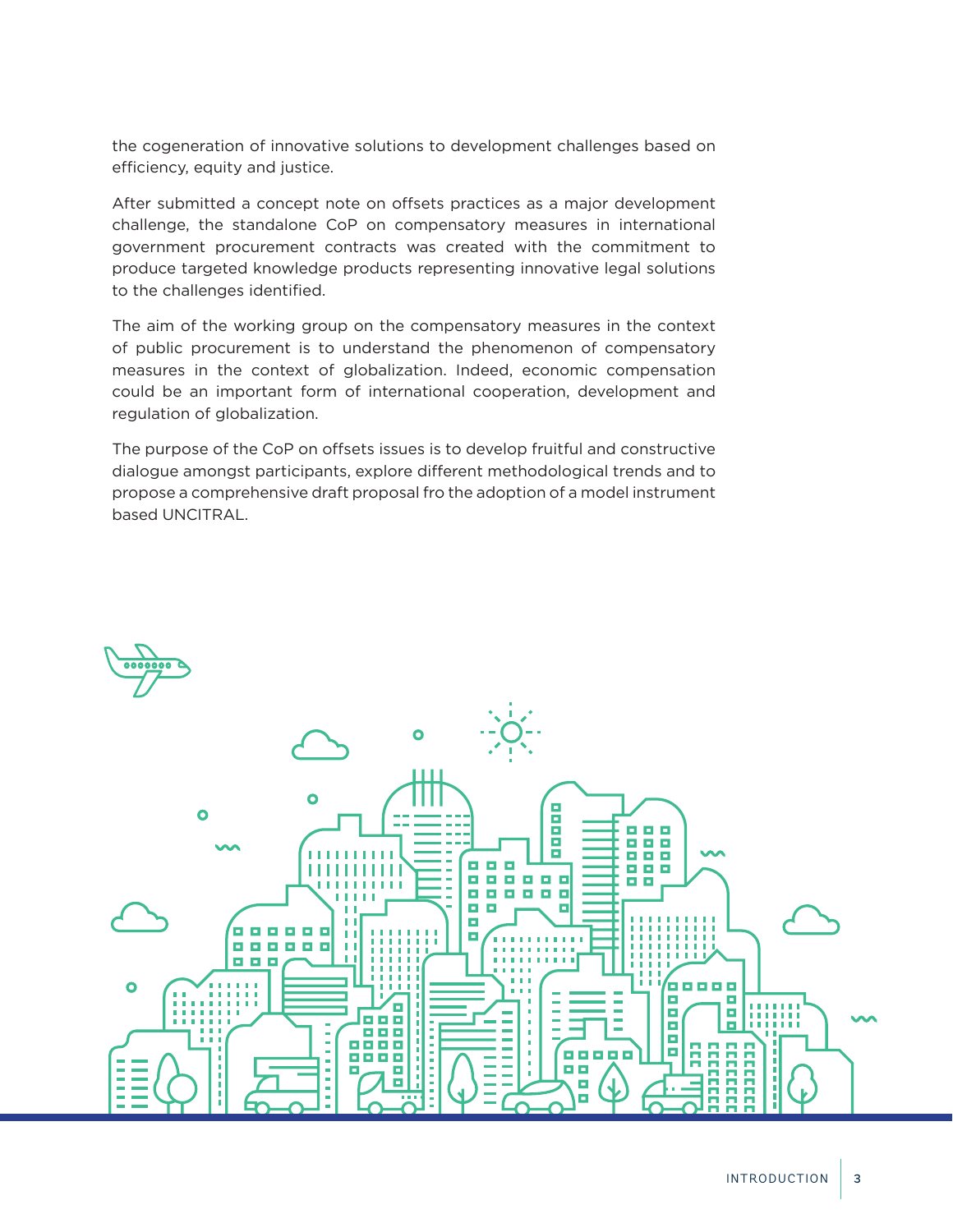the cogeneration of innovative solutions to development challenges based on efficiency, equity and justice.

After submitted a concept note on offsets practices as a major development challenge, the standalone CoP on compensatory measures in international government procurement contracts was created with the commitment to produce targeted knowledge products representing innovative legal solutions to the challenges identified.

The aim of the working group on the compensatory measures in the context of public procurement is to understand the phenomenon of compensatory measures in the context of globalization. Indeed, economic compensation could be an important form of international cooperation, development and regulation of globalization.

The purpose of the CoP on offsets issues is to develop fruitful and constructive dialogue amongst participants, explore different methodological trends and to propose a comprehensive draft proposal fro the adoption of a model instrument based UNCITRAL.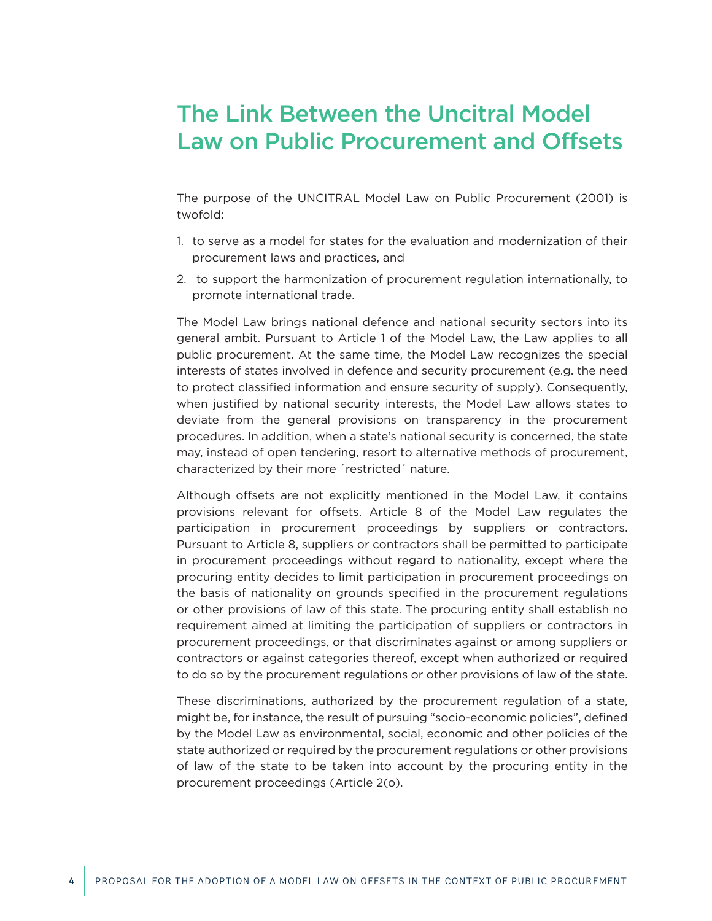# The Link Between the Uncitral Model Law on Public Procurement and Offsets

The purpose of the UNCITRAL Model Law on Public Procurement (2001) is twofold:

1. to serve as a model for states for the evaluation and modernization of their procurement laws and practices, and
2. to support the harmonization of procurement regulation internationally, to promote international trade.

The Model Law brings national defence and national security sectors into its general ambit. Pursuant to Article 1 of the Model Law, the Law applies to all public procurement. At the same time, the Model Law recognizes the special interests of states involved in defence and security procurement (e.g. the need to protect classified information and ensure security of supply). Consequently, when justified by national security interests, the Model Law allows states to deviate from the general provisions on transparency in the procurement procedures. In addition, when a state's national security is concerned, the state may, instead of open tendering, resort to alternative methods of procurement, characterized by their more ´restricted´ nature.

Although offsets are not explicitly mentioned in the Model Law, it contains provisions relevant for offsets. Article 8 of the Model Law regulates the participation in procurement proceedings by suppliers or contractors. Pursuant to Article 8, suppliers or contractors shall be permitted to participate in procurement proceedings without regard to nationality, except where the procuring entity decides to limit participation in procurement proceedings on the basis of nationality on grounds specified in the procurement regulations or other provisions of law of this state. The procuring entity shall establish no requirement aimed at limiting the participation of suppliers or contractors in procurement proceedings, or that discriminates against or among suppliers or contractors or against categories thereof, except when authorized or required to do so by the procurement regulations or other provisions of law of the state.

These discriminations, authorized by the procurement regulation of a state, might be, for instance, the result of pursuing "socio-economic policies", defined by the Model Law as environmental, social, economic and other policies of the state authorized or required by the procurement regulations or other provisions of law of the state to be taken into account by the procuring entity in the procurement proceedings (Article 2(o).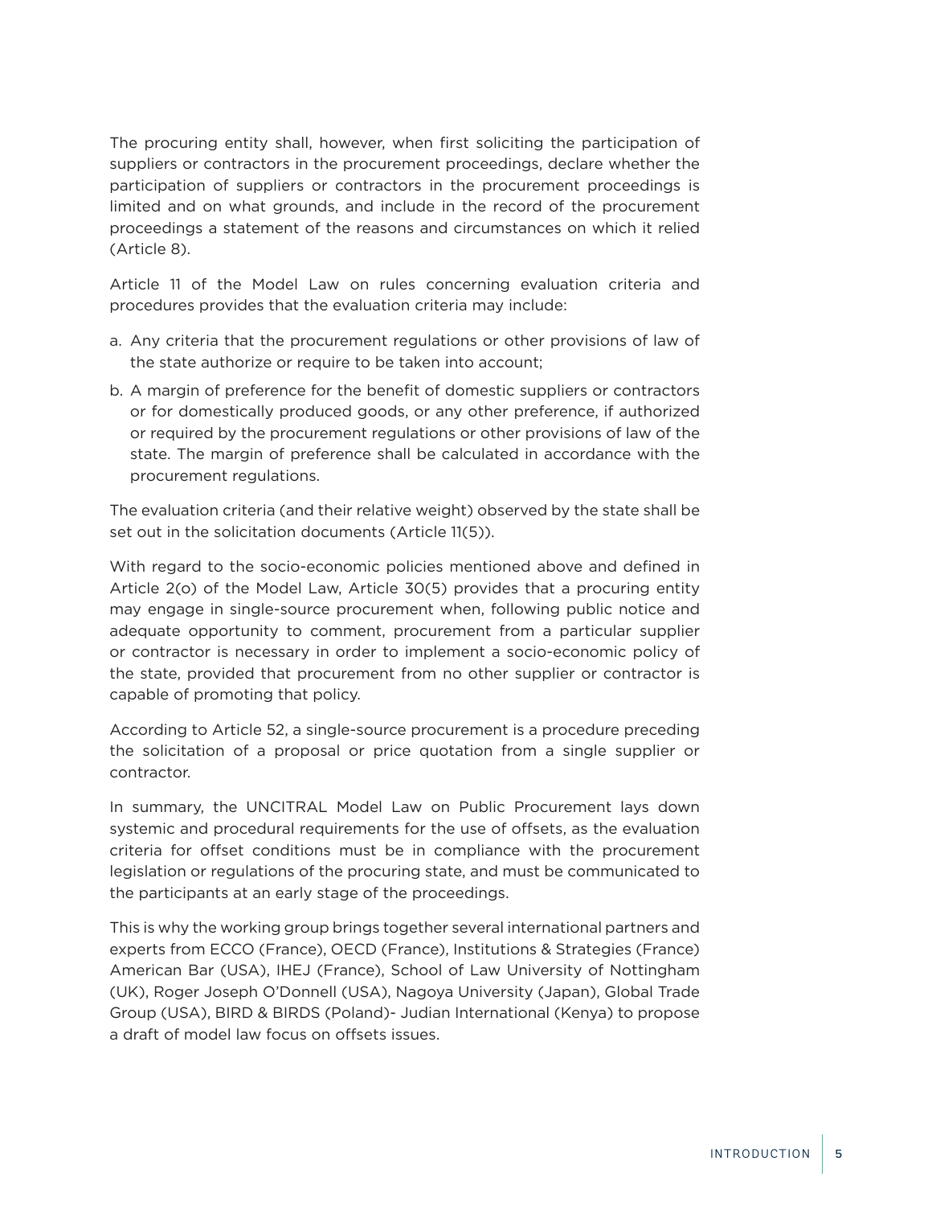The procuring entity shall, however, when first soliciting the participation of suppliers or contractors in the procurement proceedings, declare whether the participation of suppliers or contractors in the procurement proceedings is limited and on what grounds, and include in the record of the procurement proceedings a statement of the reasons and circumstances on which it relied (Article 8).

Article 11 of the Model Law on rules concerning evaluation criteria and procedures provides that the evaluation criteria may include:

a. Any criteria that the procurement regulations or other provisions of law of the state authorize or require to be taken into account;
b. A margin of preference for the benefit of domestic suppliers or contractors or for domestically produced goods, or any other preference, if authorized or required by the procurement regulations or other provisions of law of the state. The margin of preference shall be calculated in accordance with the procurement regulations.

The evaluation criteria (and their relative weight) observed by the state shall be set out in the solicitation documents (Article 11(5)).

With regard to the socio-economic policies mentioned above and defined in Article 2(o) of the Model Law, Article 30(5) provides that a procuring entity may engage in single-source procurement when, following public notice and adequate opportunity to comment, procurement from a particular supplier or contractor is necessary in order to implement a socio-economic policy of the state, provided that procurement from no other supplier or contractor is capable of promoting that policy.

According to Article 52, a single-source procurement is a procedure preceding the solicitation of a proposal or price quotation from a single supplier or contractor.

In summary, the UNCITRAL Model Law on Public Procurement lays down systemic and procedural requirements for the use of offsets, as the evaluation criteria for offset conditions must be in compliance with the procurement legislation or regulations of the procuring state, and must be communicated to the participants at an early stage of the proceedings.

This is why the working group brings together several international partners and experts from ECCO (France), OECD (France), Institutions & Strategies (France) American Bar (USA), IHEJ (France), School of Law University of Nottingham (UK), Roger Joseph O'Donnell (USA), Nagoya University (Japan), Global Trade Group (USA), BIRD & BIRDS (Poland)- Judian International (Kenya) to propose a draft of model law focus on offsets issues.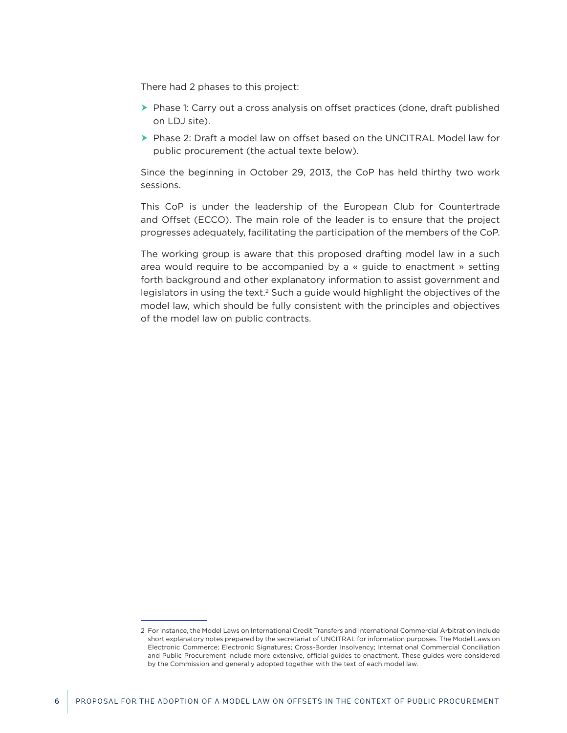There had 2 phases to this project:

- Phase 1: Carry out a cross analysis on offset practices (done, draft published on LDJ site).
- Phase 2: Draft a model law on offset based on the UNCITRAL Model law for public procurement (the actual texte below).

Since the beginning in October 29, 2013, the CoP has held thirthy two work sessions.

This CoP is under the leadership of the European Club for Countertrade and Offset (ECCO). The main role of the leader is to ensure that the project progresses adequately, facilitating the participation of the members of the CoP.

The working group is aware that this proposed drafting model law in a such area would require to be accompanied by a « guide to enactment » setting forth background and other explanatory information to assist government and legislators in using the text.[2] Such a guide would highlight the objectives of the model law, which should be fully consistent with the principles and objectives of the model law on public contracts.

---

2 For instance, the Model Laws on International Credit Transfers and International Commercial Arbitration include short explanatory notes prepared by the secretariat of UNCITRAL for information purposes. The Model Laws on Electronic Commerce; Electronic Signatures; Cross-Border Insolvency; International Commercial Conciliation and Public Procurement include more extensive, official guides to enactment. These guides were considered by the Commission and generally adopted together with the text of each model law.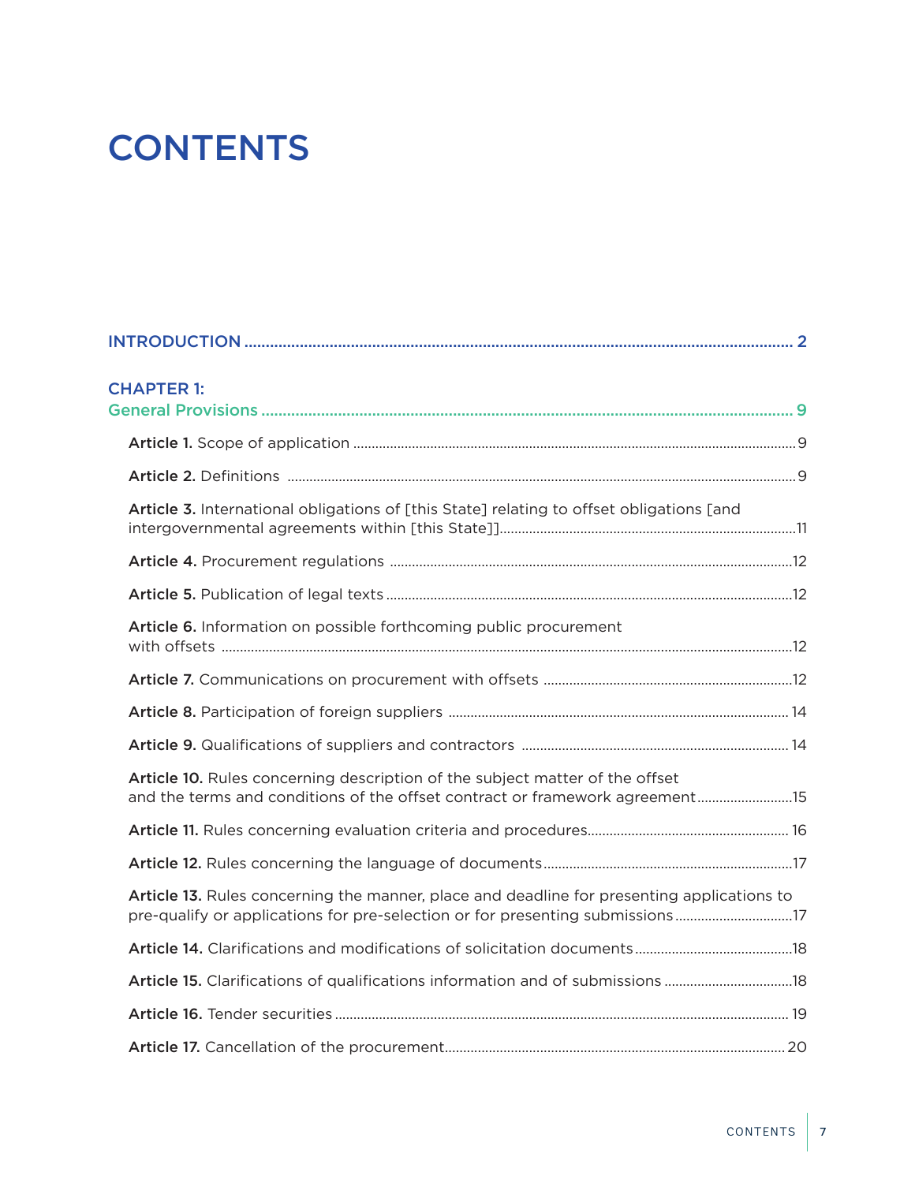# CONTENTS

INTRODUCTION ............................................................ 2

**CHAPTER 1:**

**General Provisions** ............................................................ 9

**Article 1.** Scope of application ............................................................ 9

**Article 2.** Definitions ............................................................ 9

**Article 3.** International obligations of [this State] relating to offset obligations [and intergovernmental agreements within [this State]] ............................................................ 11

**Article 4.** Procurement regulations ............................................................ 12

**Article 5.** Publication of legal texts ............................................................ 12

**Article 6.** Information on possible forthcoming public procurement with offsets ............................................................ 12

**Article 7.** Communications on procurement with offsets ............................................................ 12

**Article 8.** Participation of foreign suppliers ............................................................ 14

**Article 9.** Qualifications of suppliers and contractors ............................................................ 14

**Article 10.** Rules concerning description of the subject matter of the offset and the terms and conditions of the offset contract or framework agreement ............................................................ 15

**Article 11.** Rules concerning evaluation criteria and procedures ............................................................ 16

**Article 12.** Rules concerning the language of documents ............................................................ 17

**Article 13.** Rules concerning the manner, place and deadline for presenting applications to pre-qualify or applications for pre-selection or for presenting submissions ............................................................ 17

**Article 14.** Clarifications and modifications of solicitation documents ............................................................ 18

**Article 15.** Clarifications of qualifications information and of submissions ............................................................ 18

**Article 16.** Tender securities ............................................................ 19

**Article 17.** Cancellation of the procurement ............................................................ 20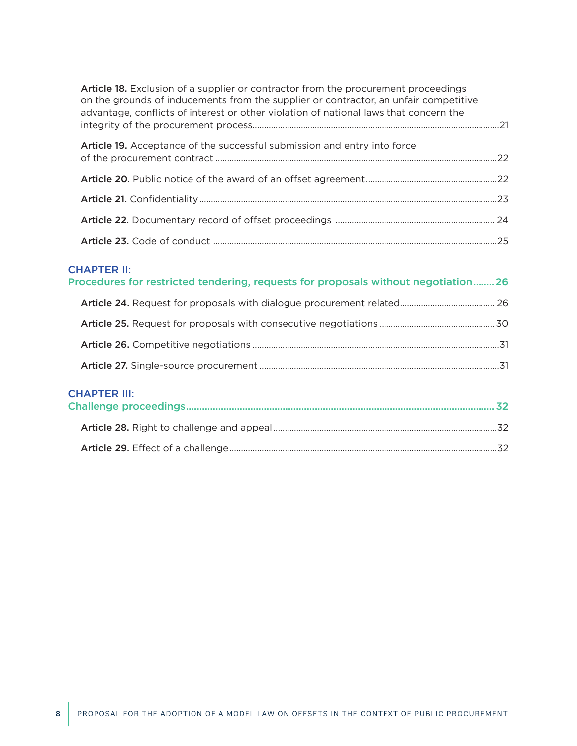**Article 18.** Exclusion of a supplier or contractor from the procurement proceedings on the grounds of inducements from the supplier or contractor, an unfair competitive advantage, conflicts of interest or other violation of national laws that concern the integrity of the procurement process.......21

**Article 19.** Acceptance of the successful submission and entry into force of the procurement contract .......22

**Article 20.** Public notice of the award of an offset agreement.......22

**Article 21.** Confidentiality.......23

**Article 22.** Documentary record of offset proceedings ....... 24

**Article 23.** Code of conduct .......25

## CHAPTER II: Procedures for restricted tendering, requests for proposals without negotiation........26

**Article 24.** Request for proposals with dialogue procurement related....... 26

**Article 25.** Request for proposals with consecutive negotiations .......30

**Article 26.** Competitive negotiations .......31

**Article 27.** Single-source procurement .......31

## CHAPTER III: Challenge proceedings.......32

**Article 28.** Right to challenge and appeal.......32

**Article 29.** Effect of a challenge.......32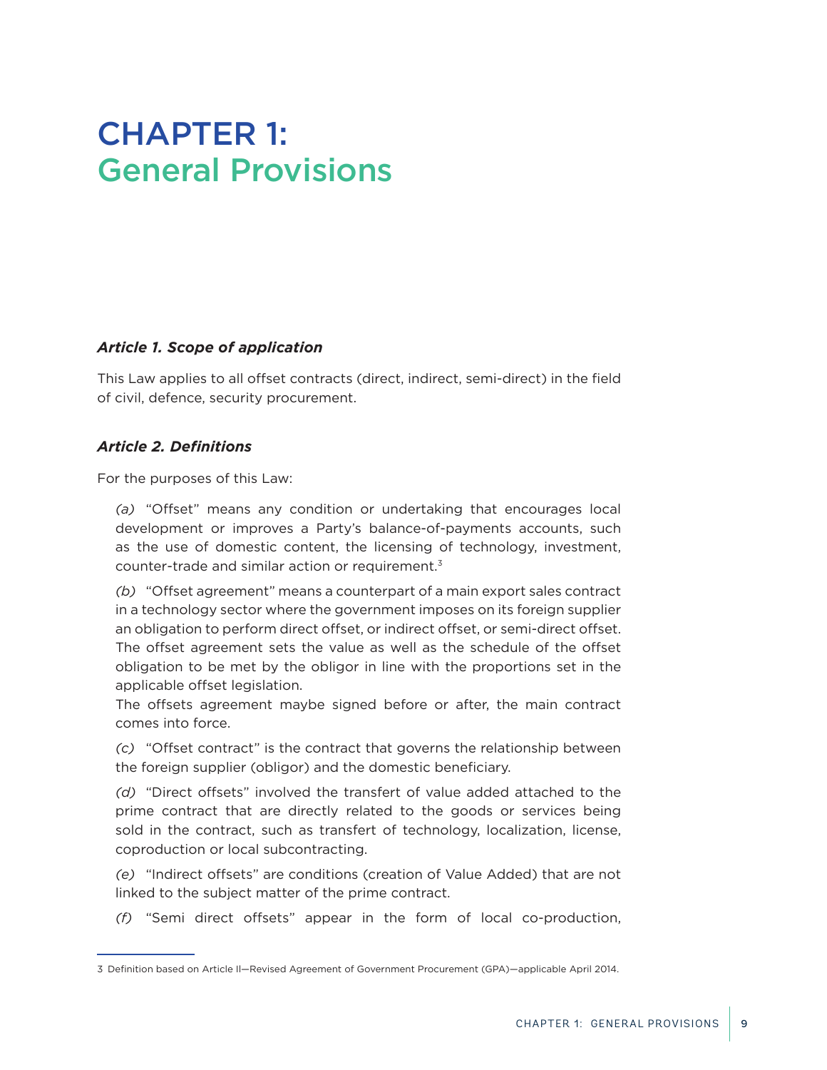# CHAPTER 1: General Provisions

### *Article 1. Scope of application*

This Law applies to all offset contracts (direct, indirect, semi-direct) in the field of civil, defence, security procurement.

### *Article 2. Definitions*

For the purposes of this Law:

*(a)* "Offset" means any condition or undertaking that encourages local development or improves a Party's balance-of-payments accounts, such as the use of domestic content, the licensing of technology, investment, counter-trade and similar action or requirement.[3]

*(b)* "Offset agreement" means a counterpart of a main export sales contract in a technology sector where the government imposes on its foreign supplier an obligation to perform direct offset, or indirect offset, or semi-direct offset. The offset agreement sets the value as well as the schedule of the offset obligation to be met by the obligor in line with the proportions set in the applicable offset legislation.
The offsets agreement maybe signed before or after, the main contract comes into force.

*(c)* "Offset contract" is the contract that governs the relationship between the foreign supplier (obligor) and the domestic beneficiary.

*(d)* "Direct offsets" involved the transfert of value added attached to the prime contract that are directly related to the goods or services being sold in the contract, such as transfert of technology, localization, license, coproduction or local subcontracting.

*(e)* "Indirect offsets" are conditions (creation of Value Added) that are not linked to the subject matter of the prime contract.

*(f)* "Semi direct offsets" appear in the form of local co-production,

---

3 Definition based on Article II—Revised Agreement of Government Procurement (GPA)—applicable April 2014.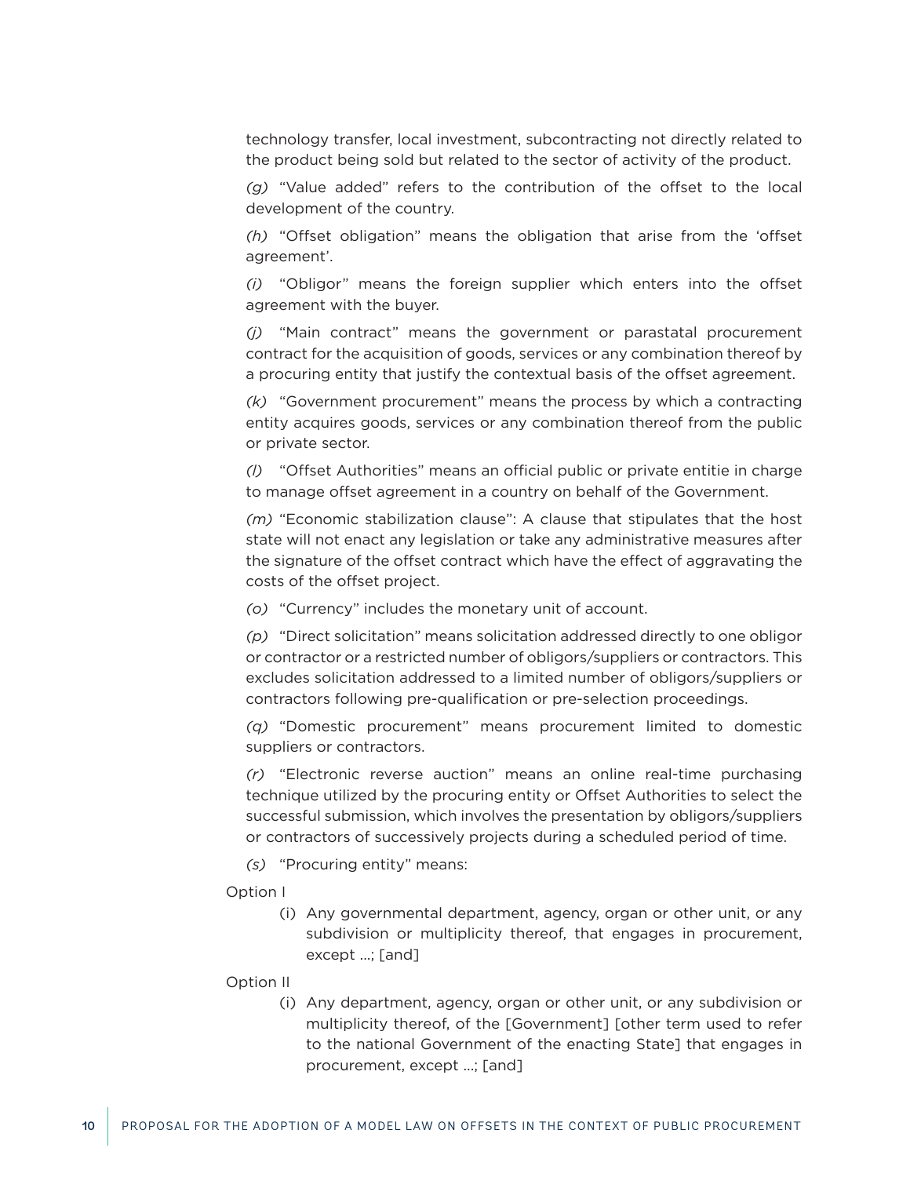technology transfer, local investment, subcontracting not directly related to the product being sold but related to the sector of activity of the product.

*(g)* "Value added" refers to the contribution of the offset to the local development of the country.

*(h)* "Offset obligation" means the obligation that arise from the 'offset agreement'.

*(i)* "Obligor" means the foreign supplier which enters into the offset agreement with the buyer.

*(j)* "Main contract" means the government or parastatal procurement contract for the acquisition of goods, services or any combination thereof by a procuring entity that justify the contextual basis of the offset agreement.

*(k)* "Government procurement" means the process by which a contracting entity acquires goods, services or any combination thereof from the public or private sector.

*(l)* "Offset Authorities" means an official public or private entitie in charge to manage offset agreement in a country on behalf of the Government.

*(m)* "Economic stabilization clause": A clause that stipulates that the host state will not enact any legislation or take any administrative measures after the signature of the offset contract which have the effect of aggravating the costs of the offset project.

*(o)* "Currency" includes the monetary unit of account.

*(p)* "Direct solicitation" means solicitation addressed directly to one obligor or contractor or a restricted number of obligors/suppliers or contractors. This excludes solicitation addressed to a limited number of obligors/suppliers or contractors following pre-qualification or pre-selection proceedings.

*(q)* "Domestic procurement" means procurement limited to domestic suppliers or contractors.

*(r)* "Electronic reverse auction" means an online real-time purchasing technique utilized by the procuring entity or Offset Authorities to select the successful submission, which involves the presentation by obligors/suppliers or contractors of successively projects during a scheduled period of time.

*(s)* "Procuring entity" means:

Option I

(i) Any governmental department, agency, organ or other unit, or any subdivision or multiplicity thereof, that engages in procurement, except ...; [and]

Option II

(i) Any department, agency, organ or other unit, or any subdivision or multiplicity thereof, of the [Government] [other term used to refer to the national Government of the enacting State] that engages in procurement, except ...; [and]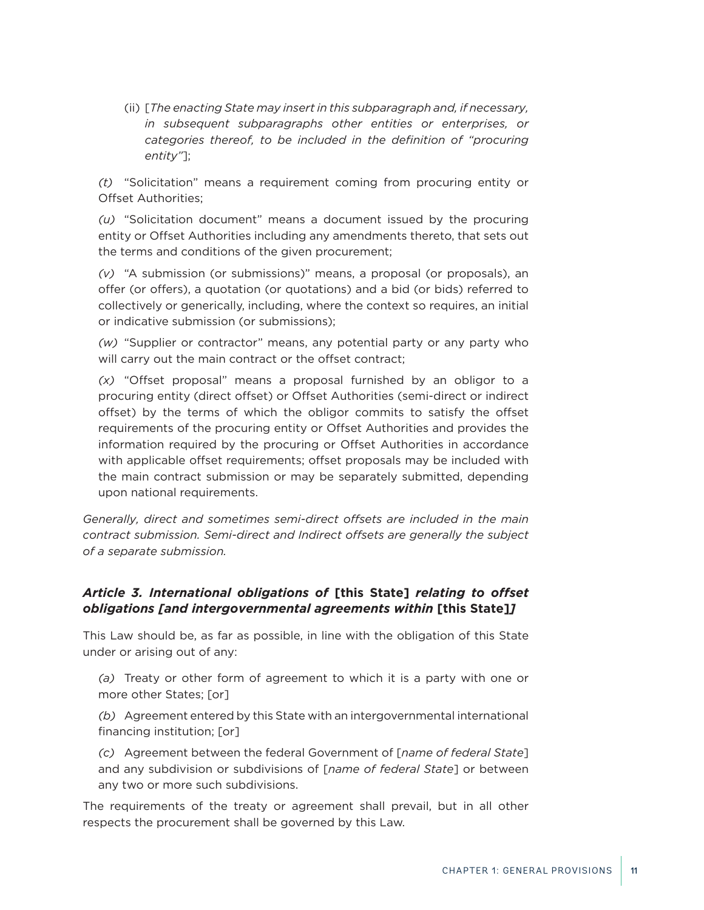(ii) [*The enacting State may insert in this subparagraph and, if necessary, in subsequent subparagraphs other entities or enterprises, or categories thereof, to be included in the definition of "procuring entity"*];

*(t)* "Solicitation" means a requirement coming from procuring entity or Offset Authorities;

*(u)* "Solicitation document" means a document issued by the procuring entity or Offset Authorities including any amendments thereto, that sets out the terms and conditions of the given procurement;

*(v)* "A submission (or submissions)" means, a proposal (or proposals), an offer (or offers), a quotation (or quotations) and a bid (or bids) referred to collectively or generically, including, where the context so requires, an initial or indicative submission (or submissions);

*(w)* "Supplier or contractor" means, any potential party or any party who will carry out the main contract or the offset contract;

*(x)* "Offset proposal" means a proposal furnished by an obligor to a procuring entity (direct offset) or Offset Authorities (semi-direct or indirect offset) by the terms of which the obligor commits to satisfy the offset requirements of the procuring entity or Offset Authorities and provides the information required by the procuring or Offset Authorities in accordance with applicable offset requirements; offset proposals may be included with the main contract submission or may be separately submitted, depending upon national requirements.

*Generally, direct and sometimes semi-direct offsets are included in the main contract submission. Semi-direct and Indirect offsets are generally the subject of a separate submission.*

### *Article 3. International obligations of* **[this State]** *relating to offset obligations [and intergovernmental agreements within* **[this State]***]*

This Law should be, as far as possible, in line with the obligation of this State under or arising out of any:

*(a)* Treaty or other form of agreement to which it is a party with one or more other States; [or]

*(b)* Agreement entered by this State with an intergovernmental international financing institution; [or]

*(c)* Agreement between the federal Government of [*name of federal State*] and any subdivision or subdivisions of [*name of federal State*] or between any two or more such subdivisions.

The requirements of the treaty or agreement shall prevail, but in all other respects the procurement shall be governed by this Law.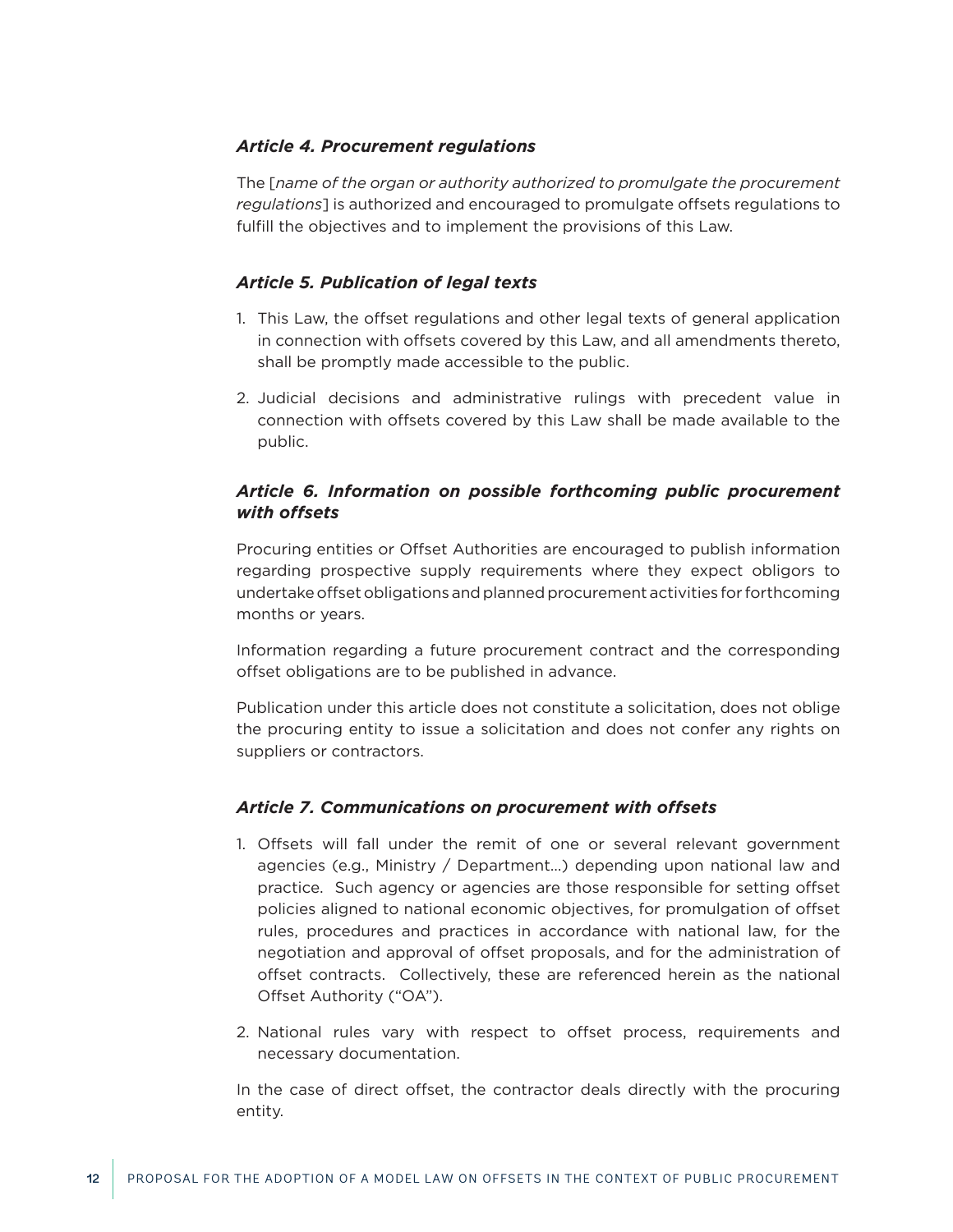### *Article 4. Procurement regulations*

The [*name of the organ or authority authorized to promulgate the procurement regulations*] is authorized and encouraged to promulgate offsets regulations to fulfill the objectives and to implement the provisions of this Law.

### *Article 5. Publication of legal texts*

1. This Law, the offset regulations and other legal texts of general application in connection with offsets covered by this Law, and all amendments thereto, shall be promptly made accessible to the public.
2. Judicial decisions and administrative rulings with precedent value in connection with offsets covered by this Law shall be made available to the public.

### *Article 6. Information on possible forthcoming public procurement with offsets*

Procuring entities or Offset Authorities are encouraged to publish information regarding prospective supply requirements where they expect obligors to undertake offset obligations and planned procurement activities for forthcoming months or years.

Information regarding a future procurement contract and the corresponding offset obligations are to be published in advance.

Publication under this article does not constitute a solicitation, does not oblige the procuring entity to issue a solicitation and does not confer any rights on suppliers or contractors.

### *Article 7. Communications on procurement with offsets*

1. Offsets will fall under the remit of one or several relevant government agencies (e.g., Ministry / Department…) depending upon national law and practice. Such agency or agencies are those responsible for setting offset policies aligned to national economic objectives, for promulgation of offset rules, procedures and practices in accordance with national law, for the negotiation and approval of offset proposals, and for the administration of offset contracts. Collectively, these are referenced herein as the national Offset Authority ("OA").
2. National rules vary with respect to offset process, requirements and necessary documentation.

In the case of direct offset, the contractor deals directly with the procuring entity.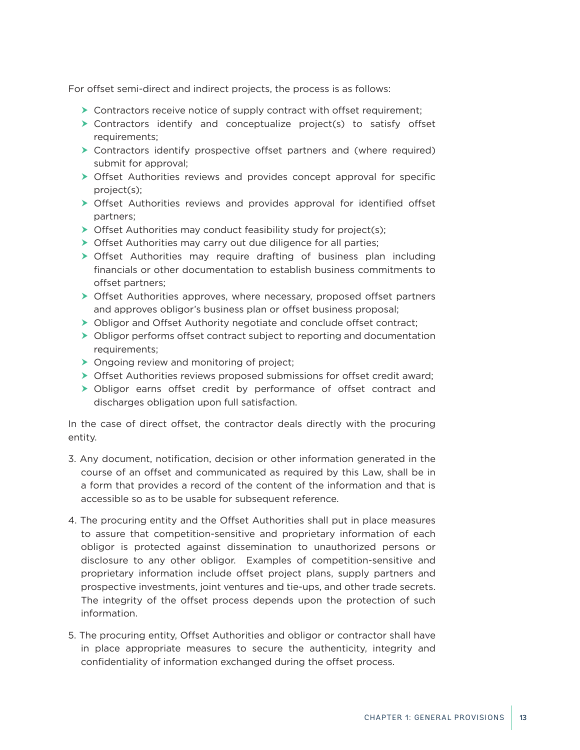For offset semi-direct and indirect projects, the process is as follows:

- Contractors receive notice of supply contract with offset requirement;
- Contractors identify and conceptualize project(s) to satisfy offset requirements;
- Contractors identify prospective offset partners and (where required) submit for approval;
- Offset Authorities reviews and provides concept approval for specific project(s);
- Offset Authorities reviews and provides approval for identified offset partners;
- Offset Authorities may conduct feasibility study for project(s);
- Offset Authorities may carry out due diligence for all parties;
- Offset Authorities may require drafting of business plan including financials or other documentation to establish business commitments to offset partners;
- Offset Authorities approves, where necessary, proposed offset partners and approves obligor's business plan or offset business proposal;
- Obligor and Offset Authority negotiate and conclude offset contract;
- Obligor performs offset contract subject to reporting and documentation requirements;
- Ongoing review and monitoring of project;
- Offset Authorities reviews proposed submissions for offset credit award;
- Obligor earns offset credit by performance of offset contract and discharges obligation upon full satisfaction.

In the case of direct offset, the contractor deals directly with the procuring entity.

3. Any document, notification, decision or other information generated in the course of an offset and communicated as required by this Law, shall be in a form that provides a record of the content of the information and that is accessible so as to be usable for subsequent reference.

4. The procuring entity and the Offset Authorities shall put in place measures to assure that competition-sensitive and proprietary information of each obligor is protected against dissemination to unauthorized persons or disclosure to any other obligor. Examples of competition-sensitive and proprietary information include offset project plans, supply partners and prospective investments, joint ventures and tie-ups, and other trade secrets. The integrity of the offset process depends upon the protection of such information.

5. The procuring entity, Offset Authorities and obligor or contractor shall have in place appropriate measures to secure the authenticity, integrity and confidentiality of information exchanged during the offset process.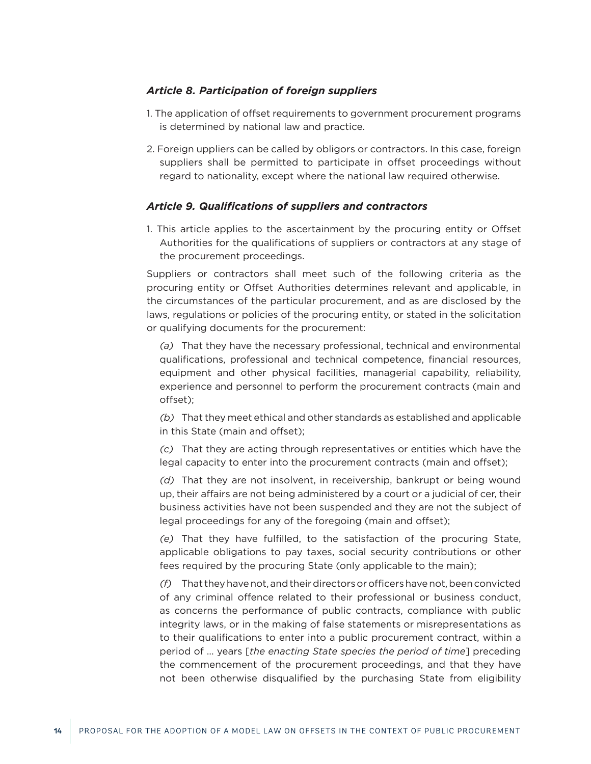### *Article 8. Participation of foreign suppliers*

1. The application of offset requirements to government procurement programs is determined by national law and practice.

2. Foreign uppliers can be called by obligors or contractors. In this case, foreign suppliers shall be permitted to participate in offset proceedings without regard to nationality, except where the national law required otherwise.

### *Article 9. Qualifications of suppliers and contractors*

1. This article applies to the ascertainment by the procuring entity or Offset Authorities for the qualifications of suppliers or contractors at any stage of the procurement proceedings.

Suppliers or contractors shall meet such of the following criteria as the procuring entity or Offset Authorities determines relevant and applicable, in the circumstances of the particular procurement, and as are disclosed by the laws, regulations or policies of the procuring entity, or stated in the solicitation or qualifying documents for the procurement:

*(a)* That they have the necessary professional, technical and environmental qualifications, professional and technical competence, financial resources, equipment and other physical facilities, managerial capability, reliability, experience and personnel to perform the procurement contracts (main and offset);

*(b)* That they meet ethical and other standards as established and applicable in this State (main and offset);

*(c)* That they are acting through representatives or entities which have the legal capacity to enter into the procurement contracts (main and offset);

*(d)* That they are not insolvent, in receivership, bankrupt or being wound up, their affairs are not being administered by a court or a judicial of cer, their business activities have not been suspended and they are not the subject of legal proceedings for any of the foregoing (main and offset);

*(e)* That they have fulfilled, to the satisfaction of the procuring State, applicable obligations to pay taxes, social security contributions or other fees required by the procuring State (only applicable to the main);

*(f)* That they have not, and their directors or officers have not, been convicted of any criminal offence related to their professional or business conduct, as concerns the performance of public contracts, compliance with public integrity laws, or in the making of false statements or misrepresentations as to their qualifications to enter into a public procurement contract, within a period of ... years [*the enacting State species the period of time*] preceding the commencement of the procurement proceedings, and that they have not been otherwise disqualified by the purchasing State from eligibility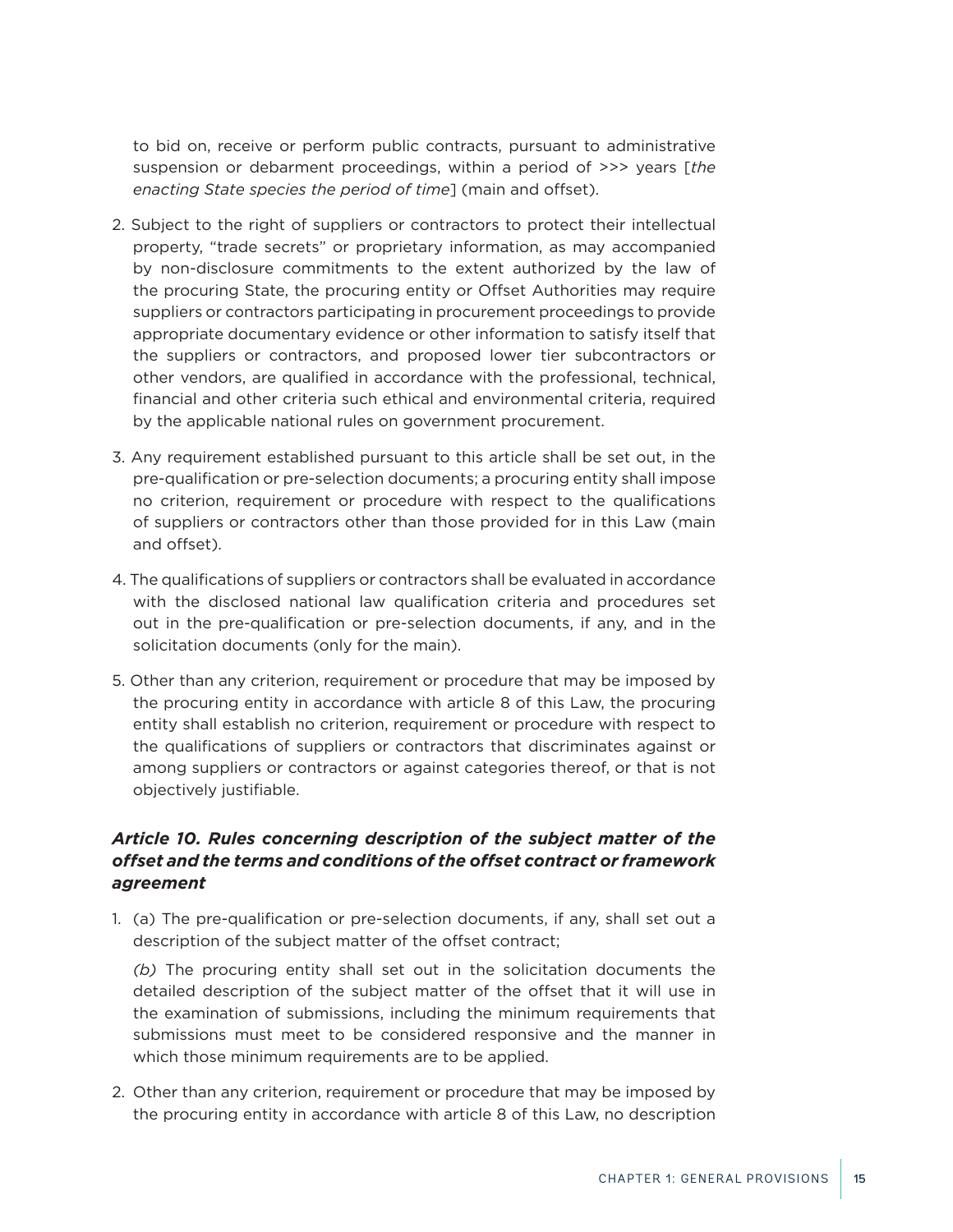to bid on, receive or perform public contracts, pursuant to administrative suspension or debarment proceedings, within a period of >>> years [*the enacting State species the period of time*] (main and offset).

2. Subject to the right of suppliers or contractors to protect their intellectual property, "trade secrets" or proprietary information, as may accompanied by non-disclosure commitments to the extent authorized by the law of the procuring State, the procuring entity or Offset Authorities may require suppliers or contractors participating in procurement proceedings to provide appropriate documentary evidence or other information to satisfy itself that the suppliers or contractors, and proposed lower tier subcontractors or other vendors, are qualified in accordance with the professional, technical, financial and other criteria such ethical and environmental criteria, required by the applicable national rules on government procurement.

3. Any requirement established pursuant to this article shall be set out, in the pre-qualification or pre-selection documents; a procuring entity shall impose no criterion, requirement or procedure with respect to the qualifications of suppliers or contractors other than those provided for in this Law (main and offset).

4. The qualifications of suppliers or contractors shall be evaluated in accordance with the disclosed national law qualification criteria and procedures set out in the pre-qualification or pre-selection documents, if any, and in the solicitation documents (only for the main).

5. Other than any criterion, requirement or procedure that may be imposed by the procuring entity in accordance with article 8 of this Law, the procuring entity shall establish no criterion, requirement or procedure with respect to the qualifications of suppliers or contractors that discriminates against or among suppliers or contractors or against categories thereof, or that is not objectively justifiable.

### *Article 10. Rules concerning description of the subject matter of the offset and the terms and conditions of the offset contract or framework agreement*

1. (a) The pre-qualification or pre-selection documents, if any, shall set out a description of the subject matter of the offset contract;

   *(b)* The procuring entity shall set out in the solicitation documents the detailed description of the subject matter of the offset that it will use in the examination of submissions, including the minimum requirements that submissions must meet to be considered responsive and the manner in which those minimum requirements are to be applied.

2. Other than any criterion, requirement or procedure that may be imposed by the procuring entity in accordance with article 8 of this Law, no description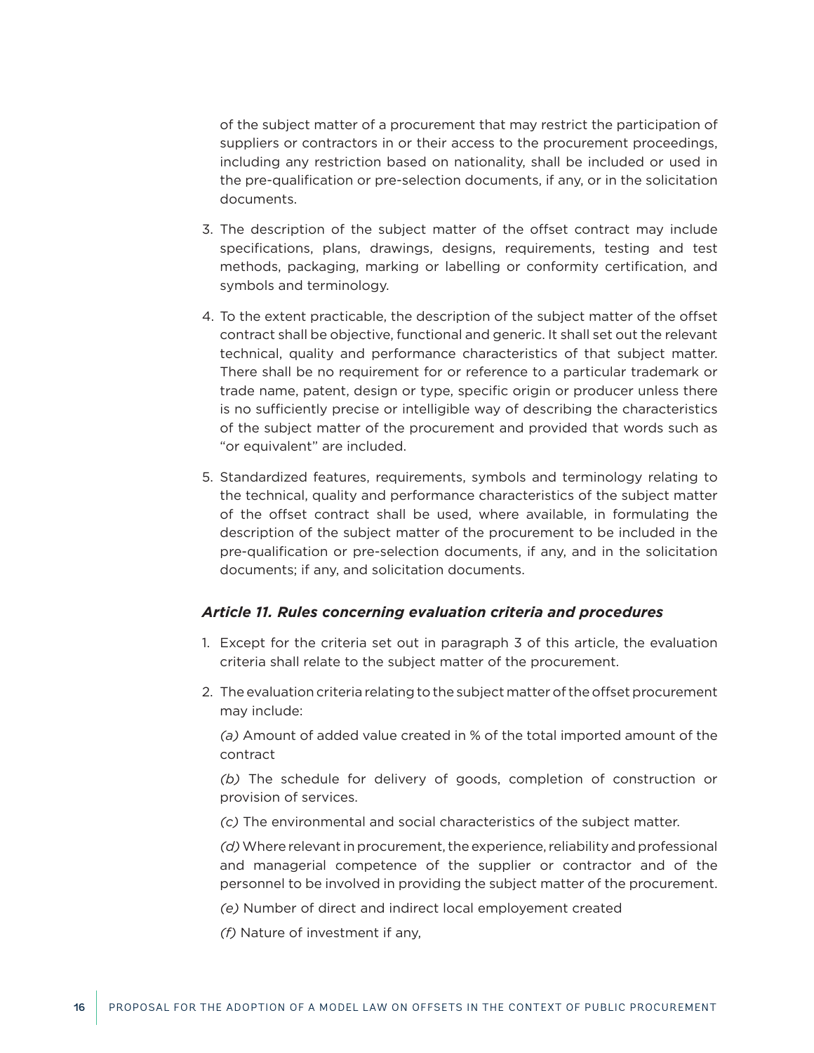of the subject matter of a procurement that may restrict the participation of suppliers or contractors in or their access to the procurement proceedings, including any restriction based on nationality, shall be included or used in the pre-qualification or pre-selection documents, if any, or in the solicitation documents.

3. The description of the subject matter of the offset contract may include specifications, plans, drawings, designs, requirements, testing and test methods, packaging, marking or labelling or conformity certification, and symbols and terminology.

4. To the extent practicable, the description of the subject matter of the offset contract shall be objective, functional and generic. It shall set out the relevant technical, quality and performance characteristics of that subject matter. There shall be no requirement for or reference to a particular trademark or trade name, patent, design or type, specific origin or producer unless there is no sufficiently precise or intelligible way of describing the characteristics of the subject matter of the procurement and provided that words such as "or equivalent" are included.

5. Standardized features, requirements, symbols and terminology relating to the technical, quality and performance characteristics of the subject matter of the offset contract shall be used, where available, in formulating the description of the subject matter of the procurement to be included in the pre-qualification or pre-selection documents, if any, and in the solicitation documents; if any, and solicitation documents.

### *Article 11. Rules concerning evaluation criteria and procedures*

1. Except for the criteria set out in paragraph 3 of this article, the evaluation criteria shall relate to the subject matter of the procurement.

2. The evaluation criteria relating to the subject matter of the offset procurement may include:

   *(a)* Amount of added value created in % of the total imported amount of the contract

   *(b)* The schedule for delivery of goods, completion of construction or provision of services.

   *(c)* The environmental and social characteristics of the subject matter.

   *(d)* Where relevant in procurement, the experience, reliability and professional and managerial competence of the supplier or contractor and of the personnel to be involved in providing the subject matter of the procurement.

   *(e)* Number of direct and indirect local employement created

   *(f)* Nature of investment if any,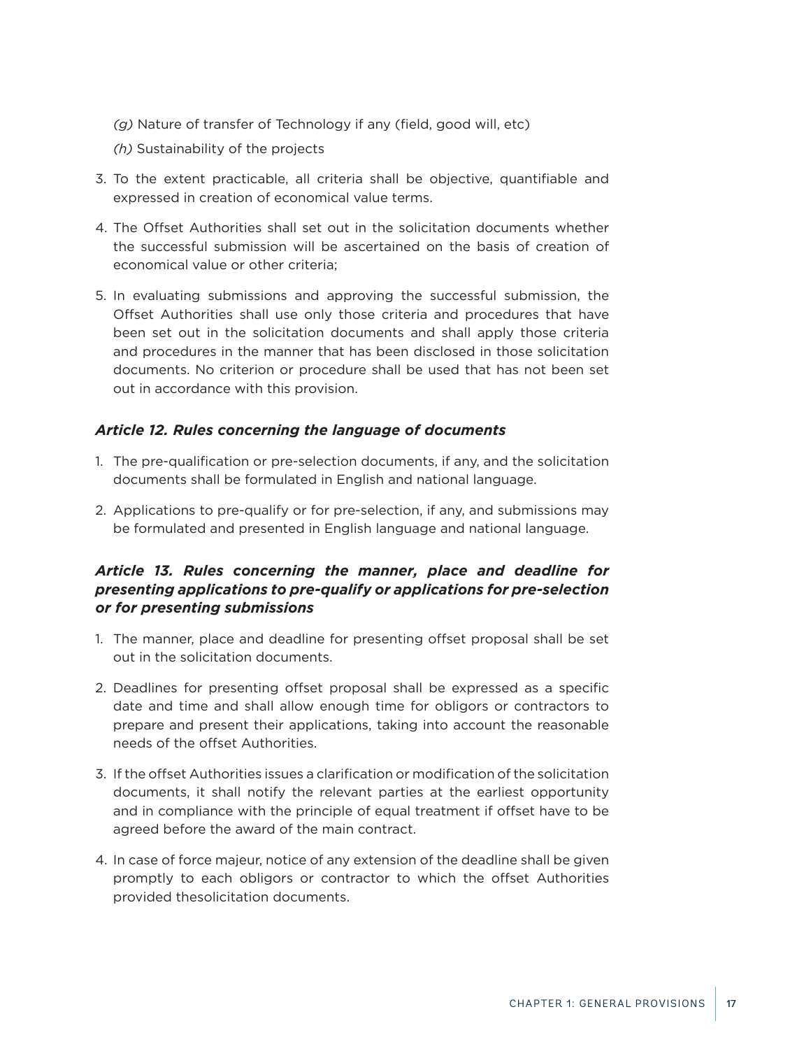*(g)* Nature of transfer of Technology if any (field, good will, etc)

*(h)* Sustainability of the projects

3. To the extent practicable, all criteria shall be objective, quantifiable and expressed in creation of economical value terms.

4. The Offset Authorities shall set out in the solicitation documents whether the successful submission will be ascertained on the basis of creation of economical value or other criteria;

5. In evaluating submissions and approving the successful submission, the Offset Authorities shall use only those criteria and procedures that have been set out in the solicitation documents and shall apply those criteria and procedures in the manner that has been disclosed in those solicitation documents. No criterion or procedure shall be used that has not been set out in accordance with this provision.

### *Article 12. Rules concerning the language of documents*

1. The pre-qualification or pre-selection documents, if any, and the solicitation documents shall be formulated in English and national language.

2. Applications to pre-qualify or for pre-selection, if any, and submissions may be formulated and presented in English language and national language.

### *Article 13. Rules concerning the manner, place and deadline for presenting applications to pre-qualify or applications for pre-selection or for presenting submissions*

1. The manner, place and deadline for presenting offset proposal shall be set out in the solicitation documents.

2. Deadlines for presenting offset proposal shall be expressed as a specific date and time and shall allow enough time for obligors or contractors to prepare and present their applications, taking into account the reasonable needs of the offset Authorities.

3. If the offset Authorities issues a clarification or modification of the solicitation documents, it shall notify the relevant parties at the earliest opportunity and in compliance with the principle of equal treatment if offset have to be agreed before the award of the main contract.

4. In case of force majeur, notice of any extension of the deadline shall be given promptly to each obligors or contractor to which the offset Authorities provided thesolicitation documents.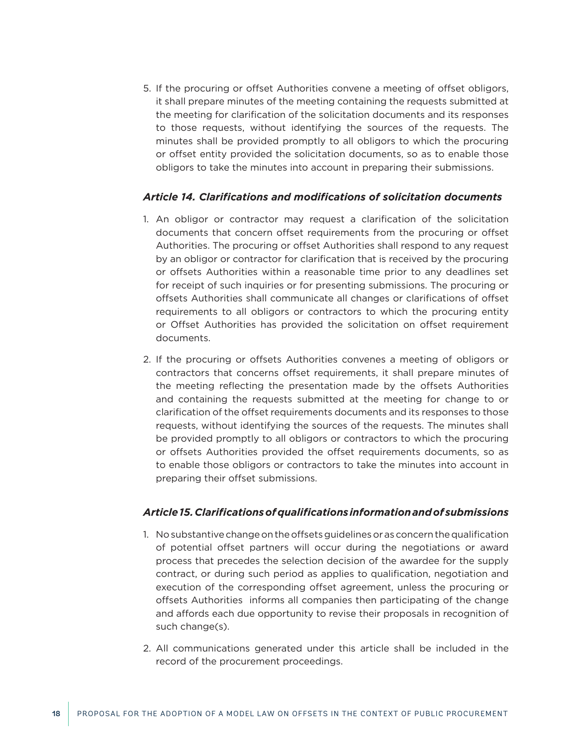5. If the procuring or offset Authorities convene a meeting of offset obligors, it shall prepare minutes of the meeting containing the requests submitted at the meeting for clarification of the solicitation documents and its responses to those requests, without identifying the sources of the requests. The minutes shall be provided promptly to all obligors to which the procuring or offset entity provided the solicitation documents, so as to enable those obligors to take the minutes into account in preparing their submissions.

### *Article 14. Clarifications and modifications of solicitation documents*

1. An obligor or contractor may request a clarification of the solicitation documents that concern offset requirements from the procuring or offset Authorities. The procuring or offset Authorities shall respond to any request by an obligor or contractor for clarification that is received by the procuring or offsets Authorities within a reasonable time prior to any deadlines set for receipt of such inquiries or for presenting submissions. The procuring or offsets Authorities shall communicate all changes or clarifications of offset requirements to all obligors or contractors to which the procuring entity or Offset Authorities has provided the solicitation on offset requirement documents.

2. If the procuring or offsets Authorities convenes a meeting of obligors or contractors that concerns offset requirements, it shall prepare minutes of the meeting reflecting the presentation made by the offsets Authorities and containing the requests submitted at the meeting for change to or clarification of the offset requirements documents and its responses to those requests, without identifying the sources of the requests. The minutes shall be provided promptly to all obligors or contractors to which the procuring or offsets Authorities provided the offset requirements documents, so as to enable those obligors or contractors to take the minutes into account in preparing their offset submissions.

### *Article 15. Clarifications of qualifications information and of submissions*

1. No substantive change on the offsets guidelines or as concern the qualification of potential offset partners will occur during the negotiations or award process that precedes the selection decision of the awardee for the supply contract, or during such period as applies to qualification, negotiation and execution of the corresponding offset agreement, unless the procuring or offsets Authorities informs all companies then participating of the change and affords each due opportunity to revise their proposals in recognition of such change(s).

2. All communications generated under this article shall be included in the record of the procurement proceedings.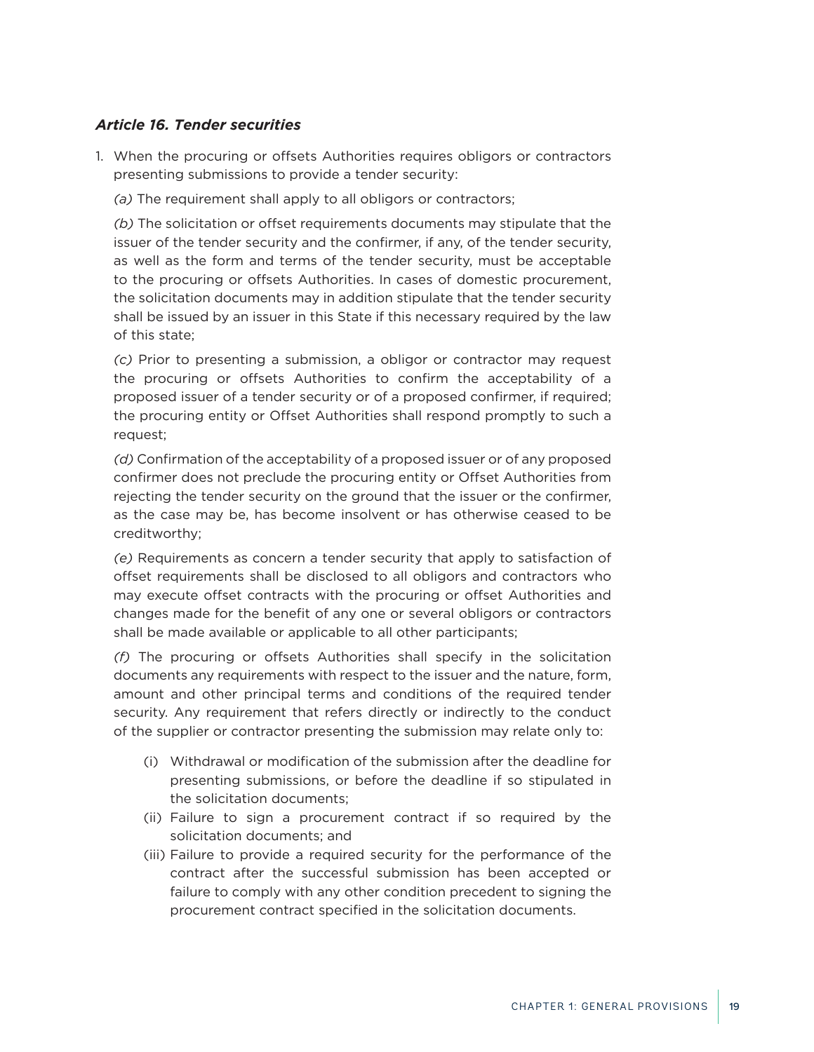### *Article 16. Tender securities*

1. When the procuring or offsets Authorities requires obligors or contractors presenting submissions to provide a tender security:

   *(a)* The requirement shall apply to all obligors or contractors;

   *(b)* The solicitation or offset requirements documents may stipulate that the issuer of the tender security and the confirmer, if any, of the tender security, as well as the form and terms of the tender security, must be acceptable to the procuring or offsets Authorities. In cases of domestic procurement, the solicitation documents may in addition stipulate that the tender security shall be issued by an issuer in this State if this necessary required by the law of this state;

   *(c)* Prior to presenting a submission, a obligor or contractor may request the procuring or offsets Authorities to confirm the acceptability of a proposed issuer of a tender security or of a proposed confirmer, if required; the procuring entity or Offset Authorities shall respond promptly to such a request;

   *(d)* Confirmation of the acceptability of a proposed issuer or of any proposed confirmer does not preclude the procuring entity or Offset Authorities from rejecting the tender security on the ground that the issuer or the confirmer, as the case may be, has become insolvent or has otherwise ceased to be creditworthy;

   *(e)* Requirements as concern a tender security that apply to satisfaction of offset requirements shall be disclosed to all obligors and contractors who may execute offset contracts with the procuring or offset Authorities and changes made for the benefit of any one or several obligors or contractors shall be made available or applicable to all other participants;

   *(f)* The procuring or offsets Authorities shall specify in the solicitation documents any requirements with respect to the issuer and the nature, form, amount and other principal terms and conditions of the required tender security. Any requirement that refers directly or indirectly to the conduct of the supplier or contractor presenting the submission may relate only to:

      (i) Withdrawal or modification of the submission after the deadline for presenting submissions, or before the deadline if so stipulated in the solicitation documents;

      (ii) Failure to sign a procurement contract if so required by the solicitation documents; and

      (iii) Failure to provide a required security for the performance of the contract after the successful submission has been accepted or failure to comply with any other condition precedent to signing the procurement contract specified in the solicitation documents.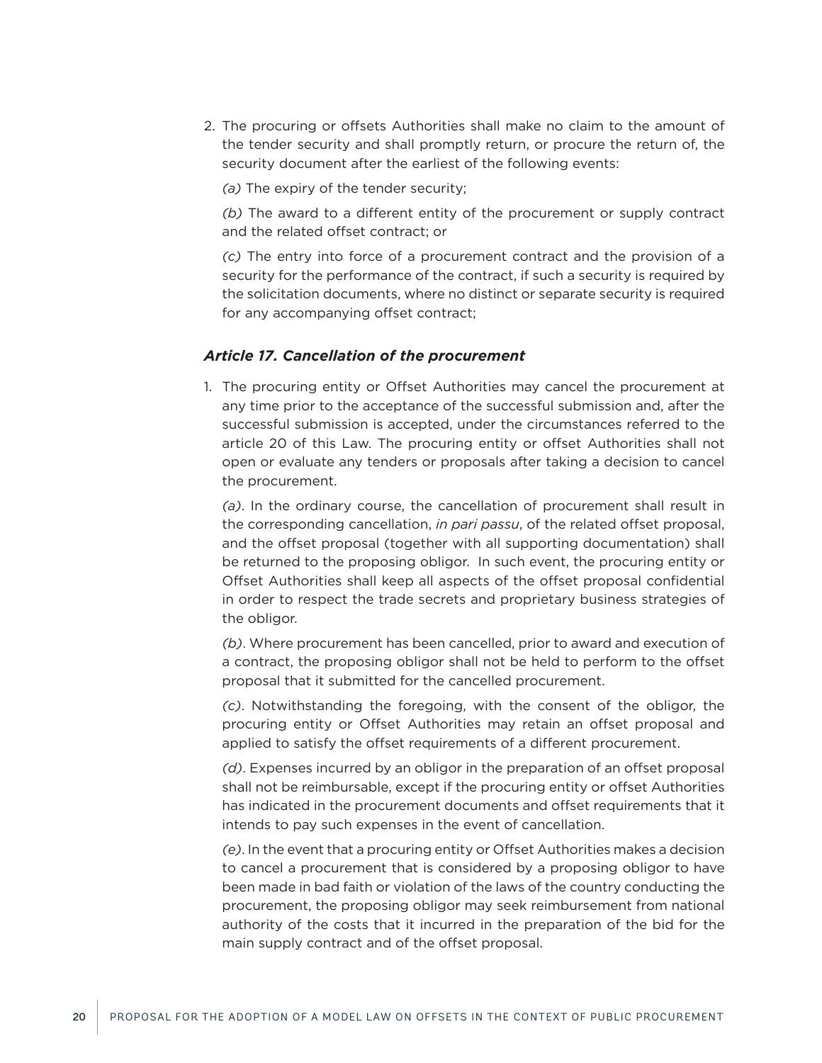2. The procuring or offsets Authorities shall make no claim to the amount of the tender security and shall promptly return, or procure the return of, the security document after the earliest of the following events:

   *(a)* The expiry of the tender security;

   *(b)* The award to a different entity of the procurement or supply contract and the related offset contract; or

   *(c)* The entry into force of a procurement contract and the provision of a security for the performance of the contract, if such a security is required by the solicitation documents, where no distinct or separate security is required for any accompanying offset contract;

### *Article 17. Cancellation of the procurement*

1. The procuring entity or Offset Authorities may cancel the procurement at any time prior to the acceptance of the successful submission and, after the successful submission is accepted, under the circumstances referred to the article 20 of this Law. The procuring entity or offset Authorities shall not open or evaluate any tenders or proposals after taking a decision to cancel the procurement.

   *(a)*. In the ordinary course, the cancellation of procurement shall result in the corresponding cancellation, *in pari passu*, of the related offset proposal, and the offset proposal (together with all supporting documentation) shall be returned to the proposing obligor. In such event, the procuring entity or Offset Authorities shall keep all aspects of the offset proposal confidential in order to respect the trade secrets and proprietary business strategies of the obligor.

   *(b)*. Where procurement has been cancelled, prior to award and execution of a contract, the proposing obligor shall not be held to perform to the offset proposal that it submitted for the cancelled procurement.

   *(c)*. Notwithstanding the foregoing, with the consent of the obligor, the procuring entity or Offset Authorities may retain an offset proposal and applied to satisfy the offset requirements of a different procurement.

   *(d)*. Expenses incurred by an obligor in the preparation of an offset proposal shall not be reimbursable, except if the procuring entity or offset Authorities has indicated in the procurement documents and offset requirements that it intends to pay such expenses in the event of cancellation.

   *(e)*. In the event that a procuring entity or Offset Authorities makes a decision to cancel a procurement that is considered by a proposing obligor to have been made in bad faith or violation of the laws of the country conducting the procurement, the proposing obligor may seek reimbursement from national authority of the costs that it incurred in the preparation of the bid for the main supply contract and of the offset proposal.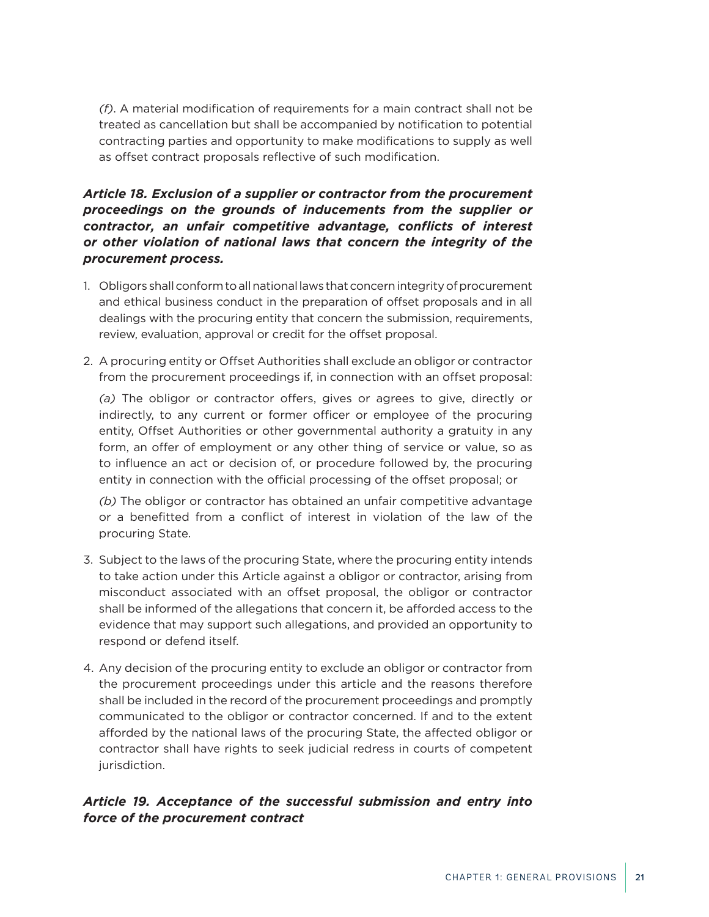*(f)*. A material modification of requirements for a main contract shall not be treated as cancellation but shall be accompanied by notification to potential contracting parties and opportunity to make modifications to supply as well as offset contract proposals reflective of such modification.

### *Article 18. Exclusion of a supplier or contractor from the procurement proceedings on the grounds of inducements from the supplier or contractor, an unfair competitive advantage, conflicts of interest or other violation of national laws that concern the integrity of the procurement process.*

1. Obligors shall conform to all national laws that concern integrity of procurement and ethical business conduct in the preparation of offset proposals and in all dealings with the procuring entity that concern the submission, requirements, review, evaluation, approval or credit for the offset proposal.
2. A procuring entity or Offset Authorities shall exclude an obligor or contractor from the procurement proceedings if, in connection with an offset proposal:

   *(a)* The obligor or contractor offers, gives or agrees to give, directly or indirectly, to any current or former officer or employee of the procuring entity, Offset Authorities or other governmental authority a gratuity in any form, an offer of employment or any other thing of service or value, so as to influence an act or decision of, or procedure followed by, the procuring entity in connection with the official processing of the offset proposal; or

   *(b)* The obligor or contractor has obtained an unfair competitive advantage or a benefitted from a conflict of interest in violation of the law of the procuring State.
3. Subject to the laws of the procuring State, where the procuring entity intends to take action under this Article against a obligor or contractor, arising from misconduct associated with an offset proposal, the obligor or contractor shall be informed of the allegations that concern it, be afforded access to the evidence that may support such allegations, and provided an opportunity to respond or defend itself.
4. Any decision of the procuring entity to exclude an obligor or contractor from the procurement proceedings under this article and the reasons therefore shall be included in the record of the procurement proceedings and promptly communicated to the obligor or contractor concerned. If and to the extent afforded by the national laws of the procuring State, the affected obligor or contractor shall have rights to seek judicial redress in courts of competent jurisdiction.

### *Article 19. Acceptance of the successful submission and entry into force of the procurement contract*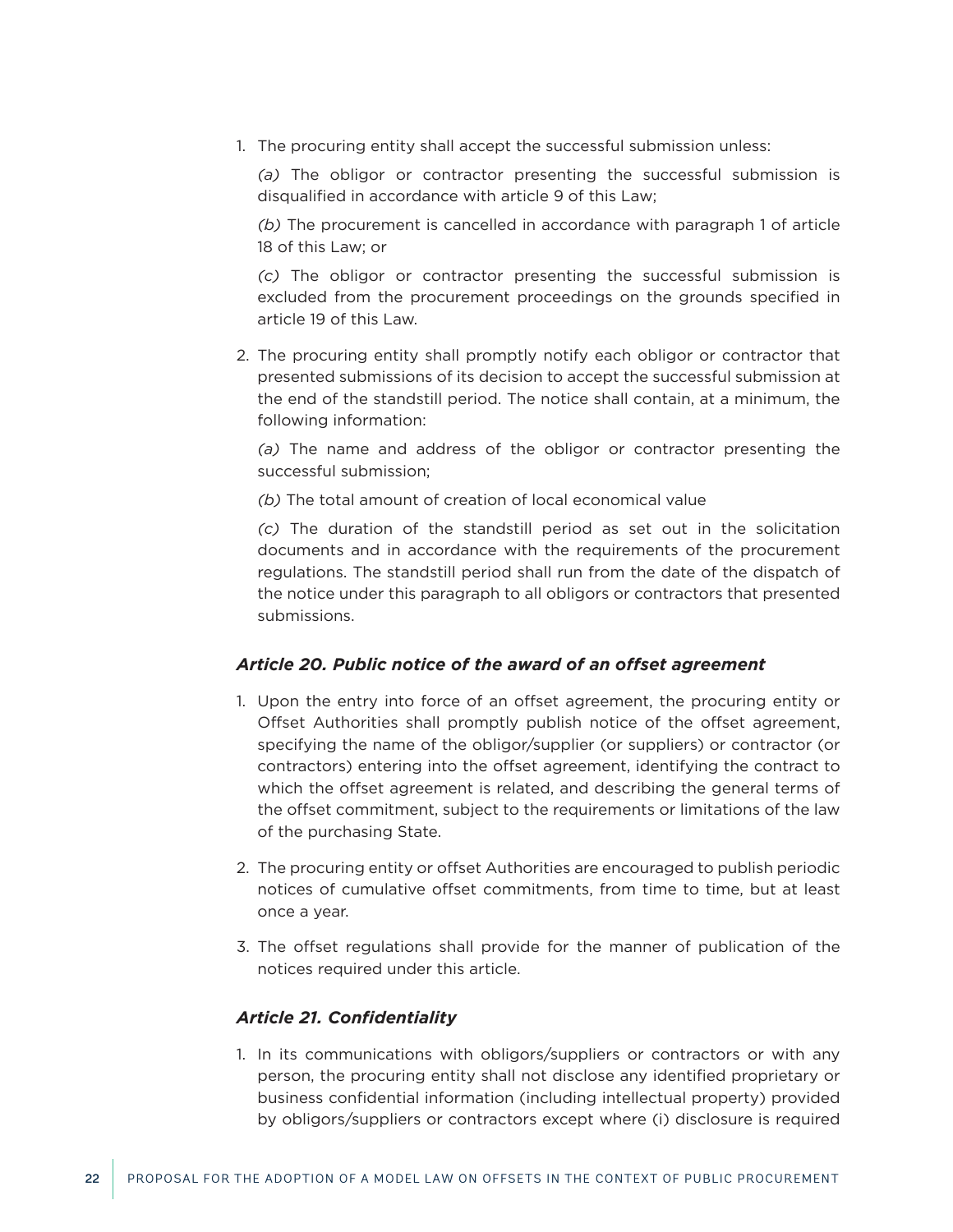1. The procuring entity shall accept the successful submission unless:

   *(a)* The obligor or contractor presenting the successful submission is disqualified in accordance with article 9 of this Law;

   *(b)* The procurement is cancelled in accordance with paragraph 1 of article 18 of this Law; or

   *(c)* The obligor or contractor presenting the successful submission is excluded from the procurement proceedings on the grounds specified in article 19 of this Law.

2. The procuring entity shall promptly notify each obligor or contractor that presented submissions of its decision to accept the successful submission at the end of the standstill period. The notice shall contain, at a minimum, the following information:

   *(a)* The name and address of the obligor or contractor presenting the successful submission;

   *(b)* The total amount of creation of local economical value

   *(c)* The duration of the standstill period as set out in the solicitation documents and in accordance with the requirements of the procurement regulations. The standstill period shall run from the date of the dispatch of the notice under this paragraph to all obligors or contractors that presented submissions.

### *Article 20. Public notice of the award of an offset agreement*

1. Upon the entry into force of an offset agreement, the procuring entity or Offset Authorities shall promptly publish notice of the offset agreement, specifying the name of the obligor/supplier (or suppliers) or contractor (or contractors) entering into the offset agreement, identifying the contract to which the offset agreement is related, and describing the general terms of the offset commitment, subject to the requirements or limitations of the law of the purchasing State.

2. The procuring entity or offset Authorities are encouraged to publish periodic notices of cumulative offset commitments, from time to time, but at least once a year.

3. The offset regulations shall provide for the manner of publication of the notices required under this article.

### *Article 21. Confidentiality*

1. In its communications with obligors/suppliers or contractors or with any person, the procuring entity shall not disclose any identified proprietary or business confidential information (including intellectual property) provided by obligors/suppliers or contractors except where (i) disclosure is required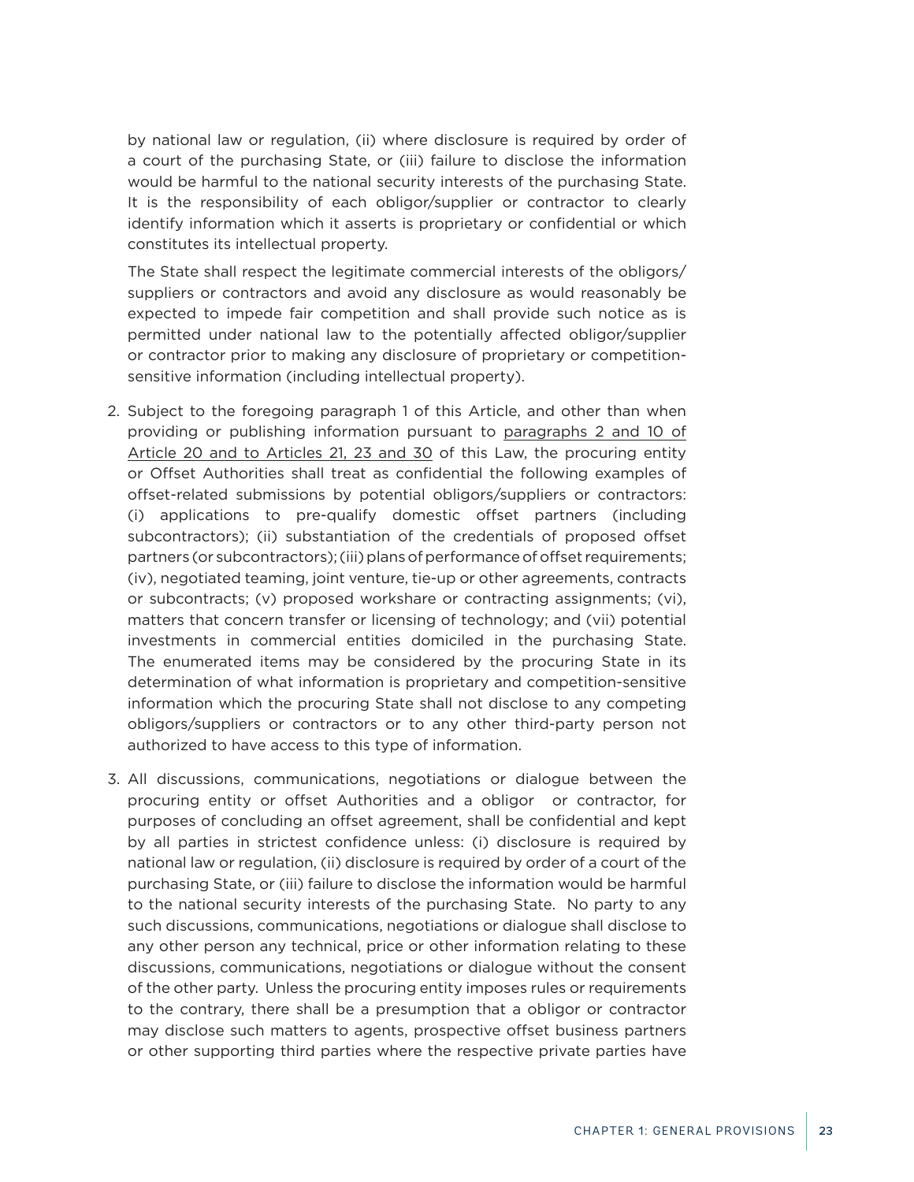by national law or regulation, (ii) where disclosure is required by order of a court of the purchasing State, or (iii) failure to disclose the information would be harmful to the national security interests of the purchasing State. It is the responsibility of each obligor/supplier or contractor to clearly identify information which it asserts is proprietary or confidential or which constitutes its intellectual property.

The State shall respect the legitimate commercial interests of the obligors/suppliers or contractors and avoid any disclosure as would reasonably be expected to impede fair competition and shall provide such notice as is permitted under national law to the potentially affected obligor/supplier or contractor prior to making any disclosure of proprietary or competition-sensitive information (including intellectual property).

2. Subject to the foregoing paragraph 1 of this Article, and other than when providing or publishing information pursuant to paragraphs 2 and 10 of Article 20 and to Articles 21, 23 and 30 of this Law, the procuring entity or Offset Authorities shall treat as confidential the following examples of offset-related submissions by potential obligors/suppliers or contractors: (i) applications to pre-qualify domestic offset partners (including subcontractors); (ii) substantiation of the credentials of proposed offset partners (or subcontractors); (iii) plans of performance of offset requirements; (iv), negotiated teaming, joint venture, tie-up or other agreements, contracts or subcontracts; (v) proposed workshare or contracting assignments; (vi), matters that concern transfer or licensing of technology; and (vii) potential investments in commercial entities domiciled in the purchasing State. The enumerated items may be considered by the procuring State in its determination of what information is proprietary and competition-sensitive information which the procuring State shall not disclose to any competing obligors/suppliers or contractors or to any other third-party person not authorized to have access to this type of information.

3. All discussions, communications, negotiations or dialogue between the procuring entity or offset Authorities and a obligor or contractor, for purposes of concluding an offset agreement, shall be confidential and kept by all parties in strictest confidence unless: (i) disclosure is required by national law or regulation, (ii) disclosure is required by order of a court of the purchasing State, or (iii) failure to disclose the information would be harmful to the national security interests of the purchasing State. No party to any such discussions, communications, negotiations or dialogue shall disclose to any other person any technical, price or other information relating to these discussions, communications, negotiations or dialogue without the consent of the other party. Unless the procuring entity imposes rules or requirements to the contrary, there shall be a presumption that a obligor or contractor may disclose such matters to agents, prospective offset business partners or other supporting third parties where the respective private parties have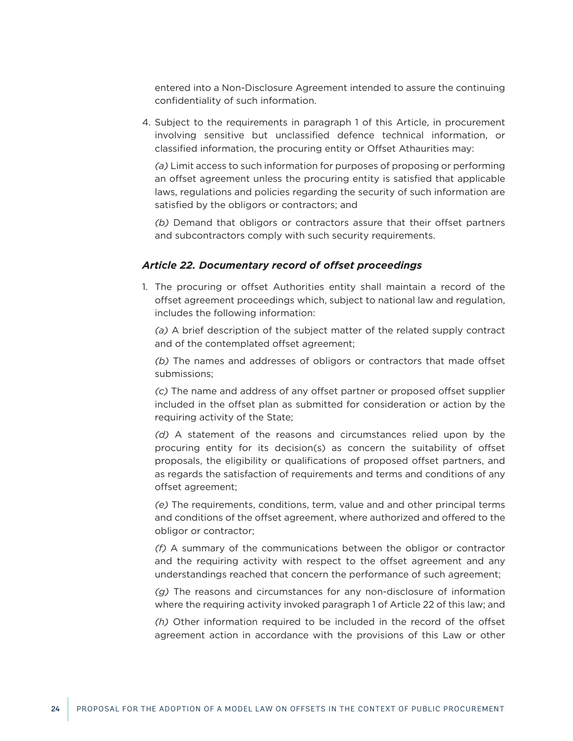entered into a Non-Disclosure Agreement intended to assure the continuing confidentiality of such information.

4. Subject to the requirements in paragraph 1 of this Article, in procurement involving sensitive but unclassified defence technical information, or classified information, the procuring entity or Offset Athaurities may:

   *(a)* Limit access to such information for purposes of proposing or performing an offset agreement unless the procuring entity is satisfied that applicable laws, regulations and policies regarding the security of such information are satisfied by the obligors or contractors; and

   *(b)* Demand that obligors or contractors assure that their offset partners and subcontractors comply with such security requirements.

### *Article 22. Documentary record of offset proceedings*

1. The procuring or offset Authorities entity shall maintain a record of the offset agreement proceedings which, subject to national law and regulation, includes the following information:

   *(a)* A brief description of the subject matter of the related supply contract and of the contemplated offset agreement;

   *(b)* The names and addresses of obligors or contractors that made offset submissions;

   *(c)* The name and address of any offset partner or proposed offset supplier included in the offset plan as submitted for consideration or action by the requiring activity of the State;

   *(d)* A statement of the reasons and circumstances relied upon by the procuring entity for its decision(s) as concern the suitability of offset proposals, the eligibility or qualifications of proposed offset partners, and as regards the satisfaction of requirements and terms and conditions of any offset agreement;

   *(e)* The requirements, conditions, term, value and and other principal terms and conditions of the offset agreement, where authorized and offered to the obligor or contractor;

   *(f)* A summary of the communications between the obligor or contractor and the requiring activity with respect to the offset agreement and any understandings reached that concern the performance of such agreement;

   *(g)* The reasons and circumstances for any non-disclosure of information where the requiring activity invoked paragraph 1 of Article 22 of this law; and

   *(h)* Other information required to be included in the record of the offset agreement action in accordance with the provisions of this Law or other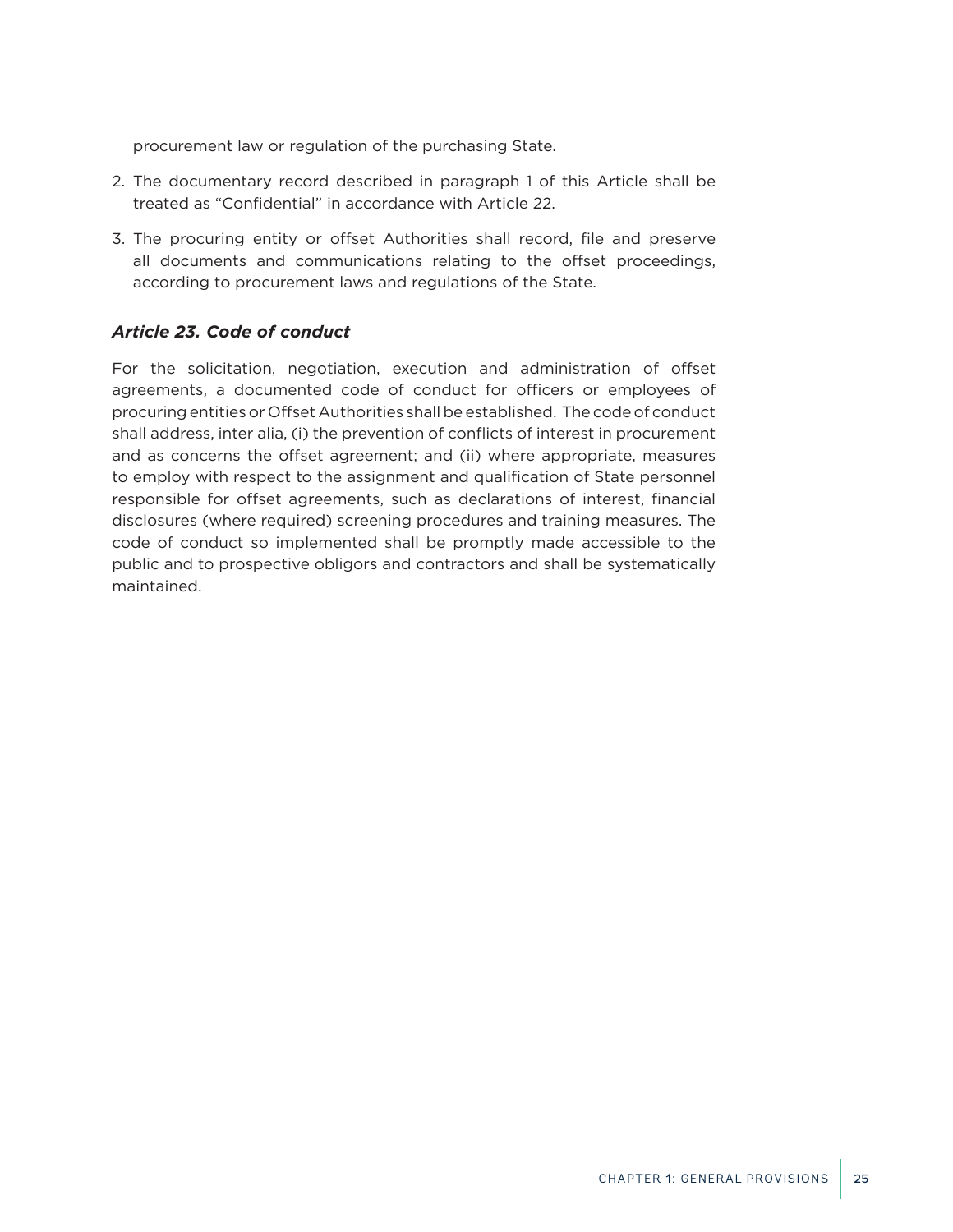procurement law or regulation of the purchasing State.

2. The documentary record described in paragraph 1 of this Article shall be treated as "Confidential" in accordance with Article 22.

3. The procuring entity or offset Authorities shall record, file and preserve all documents and communications relating to the offset proceedings, according to procurement laws and regulations of the State.

### *Article 23. Code of conduct*

For the solicitation, negotiation, execution and administration of offset agreements, a documented code of conduct for officers or employees of procuring entities or Offset Authorities shall be established. The code of conduct shall address, inter alia, (i) the prevention of conflicts of interest in procurement and as concerns the offset agreement; and (ii) where appropriate, measures to employ with respect to the assignment and qualification of State personnel responsible for offset agreements, such as declarations of interest, financial disclosures (where required) screening procedures and training measures. The code of conduct so implemented shall be promptly made accessible to the public and to prospective obligors and contractors and shall be systematically maintained.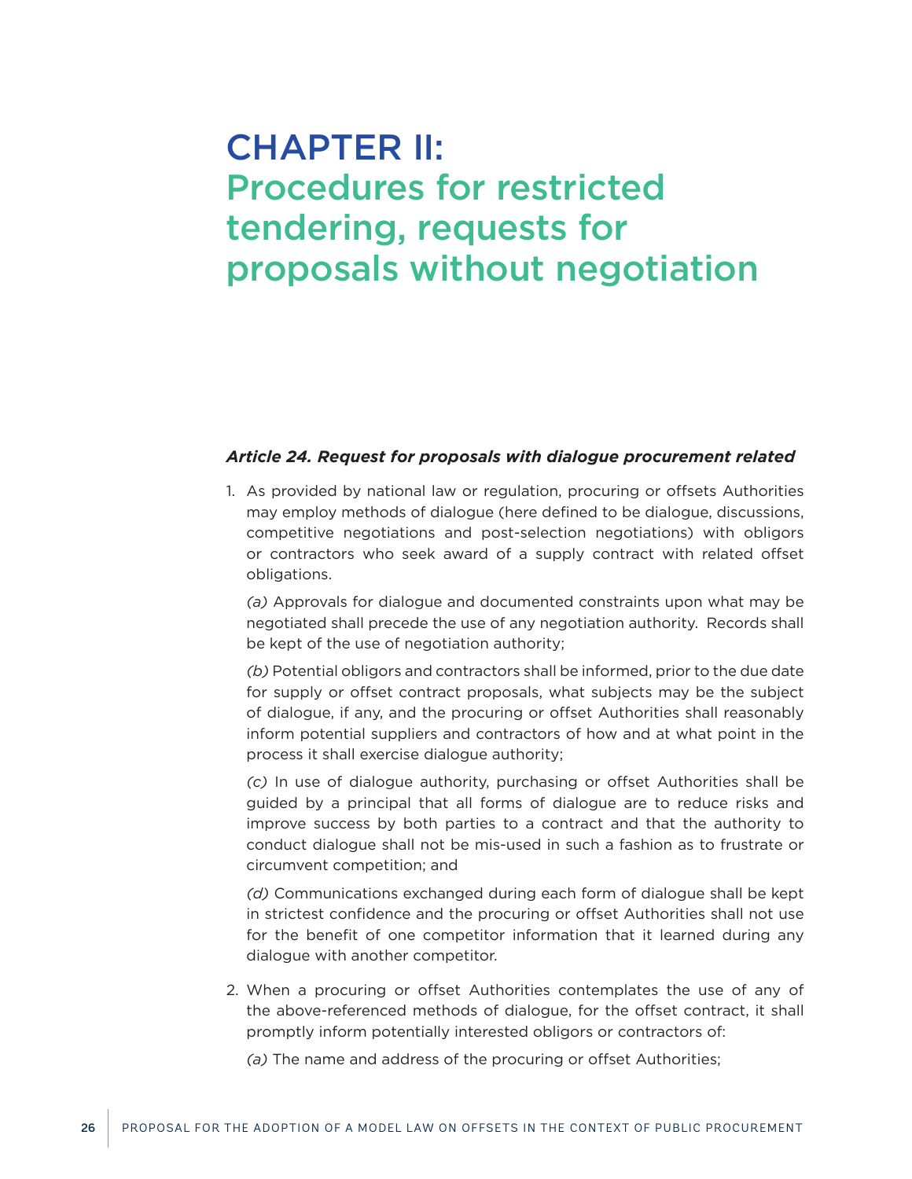# CHAPTER II:
# Procedures for restricted tendering, requests for proposals without negotiation

***Article 24. Request for proposals with dialogue procurement related***

1. As provided by national law or regulation, procuring or offsets Authorities may employ methods of dialogue (here defined to be dialogue, discussions, competitive negotiations and post-selection negotiations) with obligors or contractors who seek award of a supply contract with related offset obligations.

   *(a)* Approvals for dialogue and documented constraints upon what may be negotiated shall precede the use of any negotiation authority. Records shall be kept of the use of negotiation authority;

   *(b)* Potential obligors and contractors shall be informed, prior to the due date for supply or offset contract proposals, what subjects may be the subject of dialogue, if any, and the procuring or offset Authorities shall reasonably inform potential suppliers and contractors of how and at what point in the process it shall exercise dialogue authority;

   *(c)* In use of dialogue authority, purchasing or offset Authorities shall be guided by a principal that all forms of dialogue are to reduce risks and improve success by both parties to a contract and that the authority to conduct dialogue shall not be mis-used in such a fashion as to frustrate or circumvent competition; and

   *(d)* Communications exchanged during each form of dialogue shall be kept in strictest confidence and the procuring or offset Authorities shall not use for the benefit of one competitor information that it learned during any dialogue with another competitor.

2. When a procuring or offset Authorities contemplates the use of any of the above-referenced methods of dialogue, for the offset contract, it shall promptly inform potentially interested obligors or contractors of:

   *(a)* The name and address of the procuring or offset Authorities;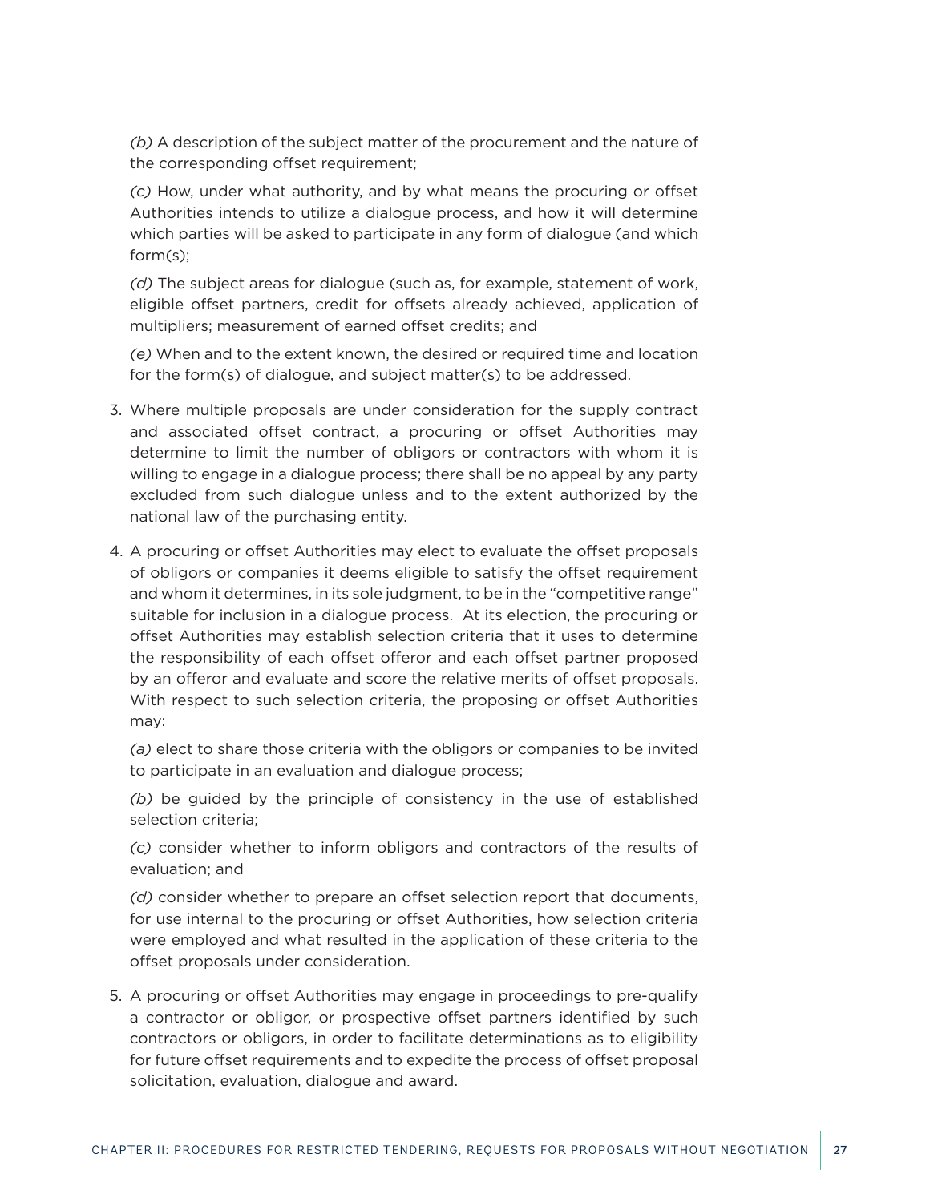*(b)* A description of the subject matter of the procurement and the nature of the corresponding offset requirement;

*(c)* How, under what authority, and by what means the procuring or offset Authorities intends to utilize a dialogue process, and how it will determine which parties will be asked to participate in any form of dialogue (and which form(s);

*(d)* The subject areas for dialogue (such as, for example, statement of work, eligible offset partners, credit for offsets already achieved, application of multipliers; measurement of earned offset credits; and

*(e)* When and to the extent known, the desired or required time and location for the form(s) of dialogue, and subject matter(s) to be addressed.

3. Where multiple proposals are under consideration for the supply contract and associated offset contract, a procuring or offset Authorities may determine to limit the number of obligors or contractors with whom it is willing to engage in a dialogue process; there shall be no appeal by any party excluded from such dialogue unless and to the extent authorized by the national law of the purchasing entity.

4. A procuring or offset Authorities may elect to evaluate the offset proposals of obligors or companies it deems eligible to satisfy the offset requirement and whom it determines, in its sole judgment, to be in the "competitive range" suitable for inclusion in a dialogue process. At its election, the procuring or offset Authorities may establish selection criteria that it uses to determine the responsibility of each offset offeror and each offset partner proposed by an offeror and evaluate and score the relative merits of offset proposals. With respect to such selection criteria, the proposing or offset Authorities may:

   *(a)* elect to share those criteria with the obligors or companies to be invited to participate in an evaluation and dialogue process;

   *(b)* be guided by the principle of consistency in the use of established selection criteria;

   *(c)* consider whether to inform obligors and contractors of the results of evaluation; and

   *(d)* consider whether to prepare an offset selection report that documents, for use internal to the procuring or offset Authorities, how selection criteria were employed and what resulted in the application of these criteria to the offset proposals under consideration.

5. A procuring or offset Authorities may engage in proceedings to pre-qualify a contractor or obligor, or prospective offset partners identified by such contractors or obligors, in order to facilitate determinations as to eligibility for future offset requirements and to expedite the process of offset proposal solicitation, evaluation, dialogue and award.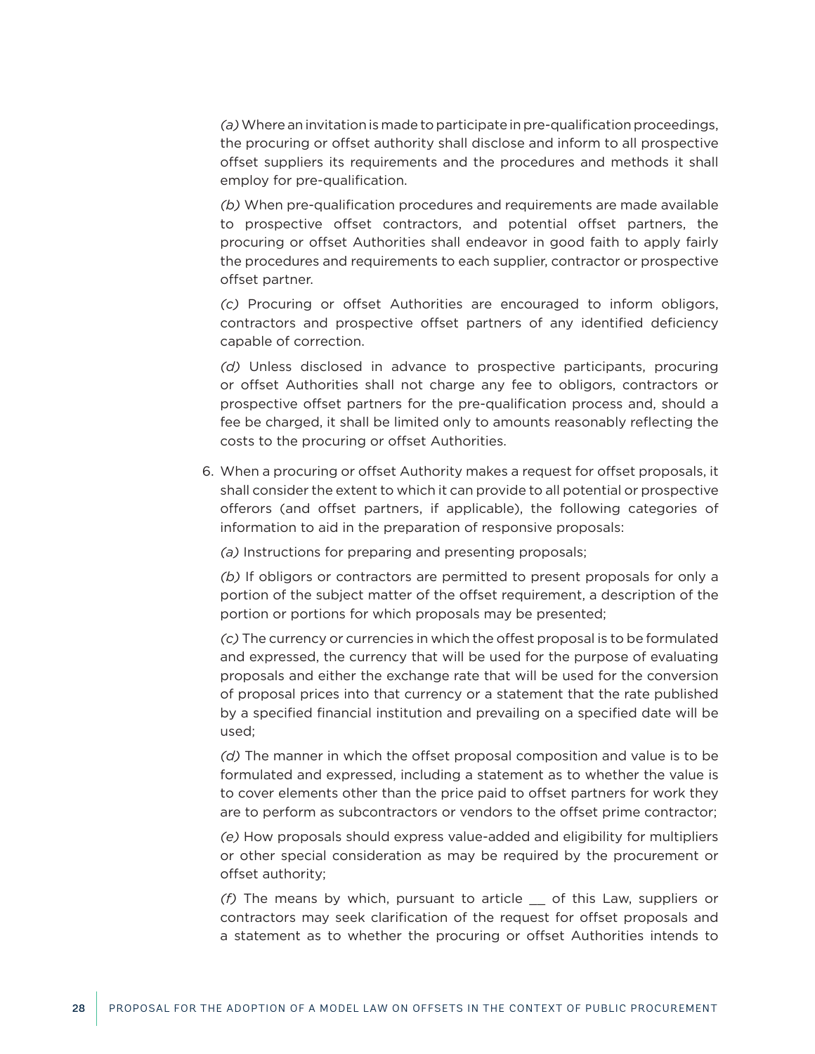*(a)* Where an invitation is made to participate in pre-qualification proceedings, the procuring or offset authority shall disclose and inform to all prospective offset suppliers its requirements and the procedures and methods it shall employ for pre-qualification.

*(b)* When pre-qualification procedures and requirements are made available to prospective offset contractors, and potential offset partners, the procuring or offset Authorities shall endeavor in good faith to apply fairly the procedures and requirements to each supplier, contractor or prospective offset partner.

*(c)* Procuring or offset Authorities are encouraged to inform obligors, contractors and prospective offset partners of any identified deficiency capable of correction.

*(d)* Unless disclosed in advance to prospective participants, procuring or offset Authorities shall not charge any fee to obligors, contractors or prospective offset partners for the pre-qualification process and, should a fee be charged, it shall be limited only to amounts reasonably reflecting the costs to the procuring or offset Authorities.

6. When a procuring or offset Authority makes a request for offset proposals, it shall consider the extent to which it can provide to all potential or prospective offerors (and offset partners, if applicable), the following categories of information to aid in the preparation of responsive proposals:

   *(a)* Instructions for preparing and presenting proposals;

   *(b)* If obligors or contractors are permitted to present proposals for only a portion of the subject matter of the offset requirement, a description of the portion or portions for which proposals may be presented;

   *(c)* The currency or currencies in which the offest proposal is to be formulated and expressed, the currency that will be used for the purpose of evaluating proposals and either the exchange rate that will be used for the conversion of proposal prices into that currency or a statement that the rate published by a specified financial institution and prevailing on a specified date will be used;

   *(d)* The manner in which the offset proposal composition and value is to be formulated and expressed, including a statement as to whether the value is to cover elements other than the price paid to offset partners for work they are to perform as subcontractors or vendors to the offset prime contractor;

   *(e)* How proposals should express value-added and eligibility for multipliers or other special consideration as may be required by the procurement or offset authority;

   *(f)* The means by which, pursuant to article __ of this Law, suppliers or contractors may seek clarification of the request for offset proposals and a statement as to whether the procuring or offset Authorities intends to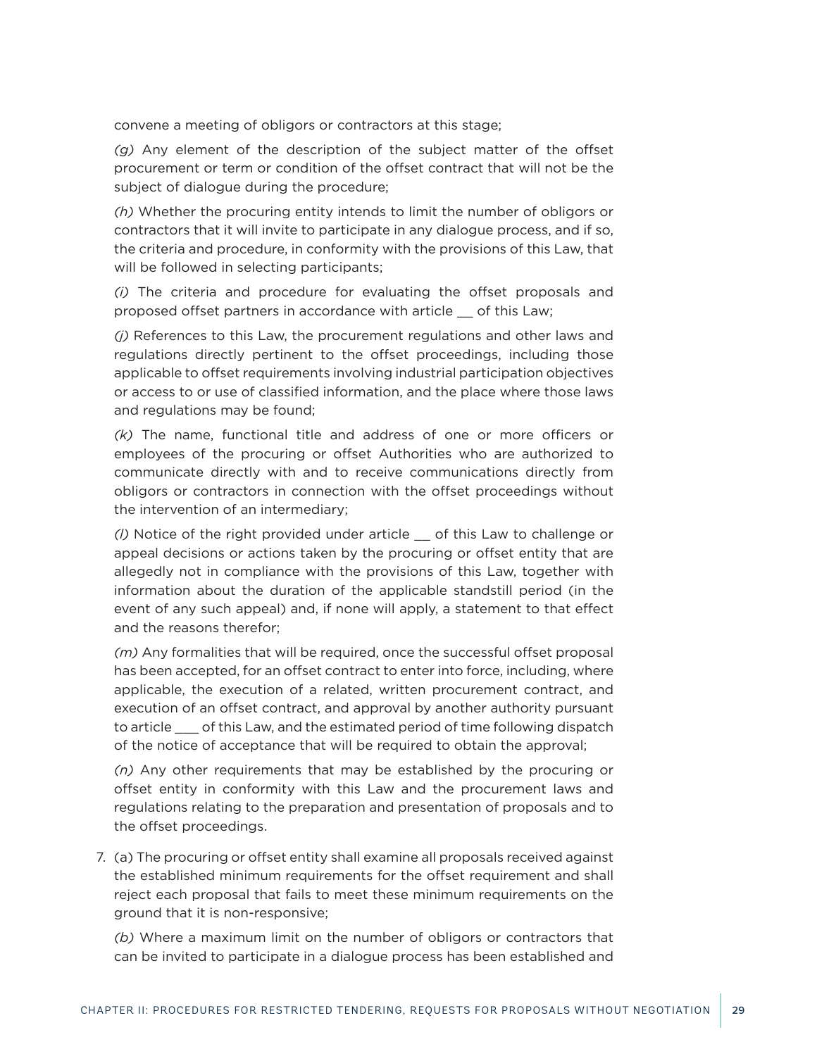convene a meeting of obligors or contractors at this stage;

*(g)* Any element of the description of the subject matter of the offset procurement or term or condition of the offset contract that will not be the subject of dialogue during the procedure;

*(h)* Whether the procuring entity intends to limit the number of obligors or contractors that it will invite to participate in any dialogue process, and if so, the criteria and procedure, in conformity with the provisions of this Law, that will be followed in selecting participants;

*(i)* The criteria and procedure for evaluating the offset proposals and proposed offset partners in accordance with article __ of this Law;

*(j)* References to this Law, the procurement regulations and other laws and regulations directly pertinent to the offset proceedings, including those applicable to offset requirements involving industrial participation objectives or access to or use of classified information, and the place where those laws and regulations may be found;

*(k)* The name, functional title and address of one or more officers or employees of the procuring or offset Authorities who are authorized to communicate directly with and to receive communications directly from obligors or contractors in connection with the offset proceedings without the intervention of an intermediary;

*(l)* Notice of the right provided under article __ of this Law to challenge or appeal decisions or actions taken by the procuring or offset entity that are allegedly not in compliance with the provisions of this Law, together with information about the duration of the applicable standstill period (in the event of any such appeal) and, if none will apply, a statement to that effect and the reasons therefor;

*(m)* Any formalities that will be required, once the successful offset proposal has been accepted, for an offset contract to enter into force, including, where applicable, the execution of a related, written procurement contract, and execution of an offset contract, and approval by another authority pursuant to article ___ of this Law, and the estimated period of time following dispatch of the notice of acceptance that will be required to obtain the approval;

*(n)* Any other requirements that may be established by the procuring or offset entity in conformity with this Law and the procurement laws and regulations relating to the preparation and presentation of proposals and to the offset proceedings.

7. (a) The procuring or offset entity shall examine all proposals received against the established minimum requirements for the offset requirement and shall reject each proposal that fails to meet these minimum requirements on the ground that it is non-responsive;

   *(b)* Where a maximum limit on the number of obligors or contractors that can be invited to participate in a dialogue process has been established and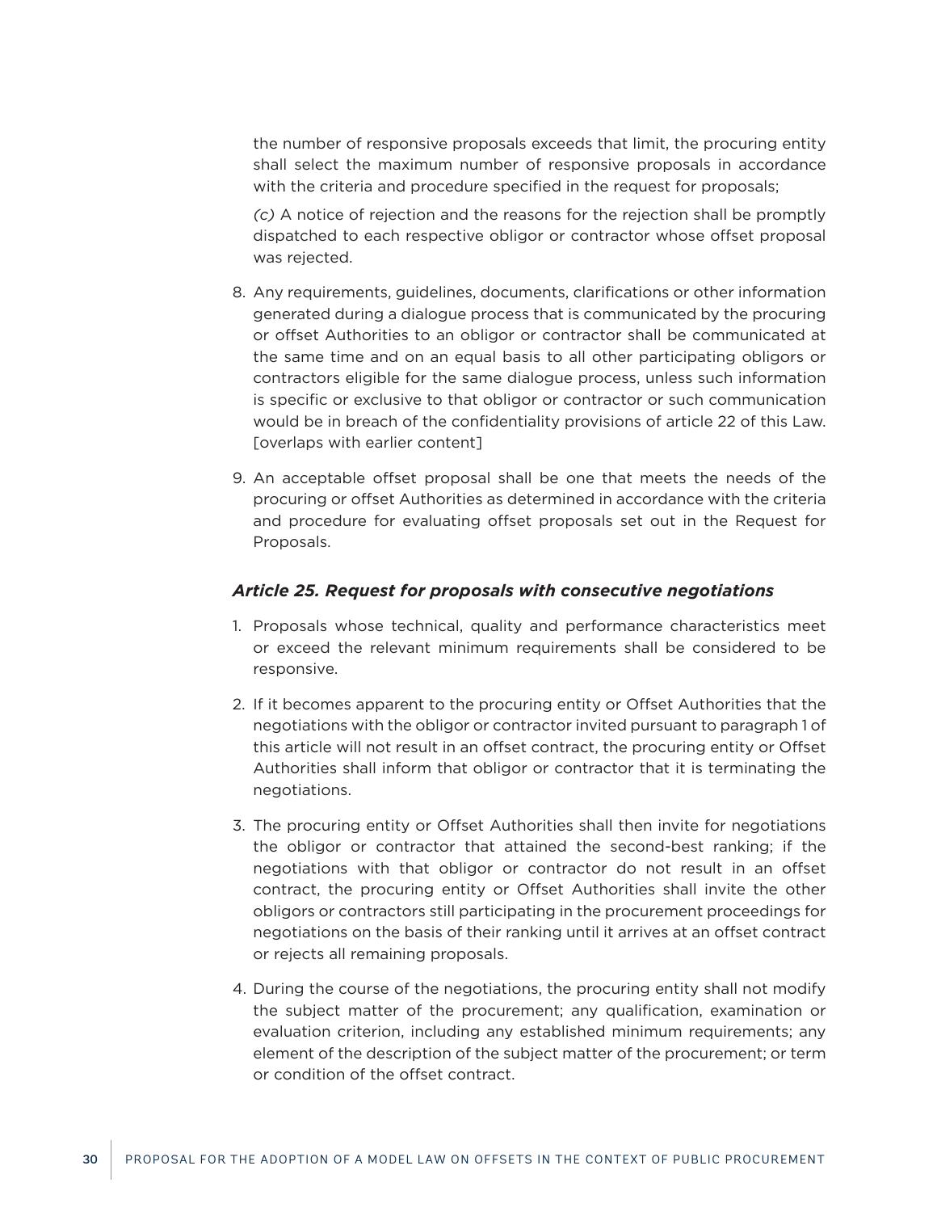the number of responsive proposals exceeds that limit, the procuring entity shall select the maximum number of responsive proposals in accordance with the criteria and procedure specified in the request for proposals;

*(c)* A notice of rejection and the reasons for the rejection shall be promptly dispatched to each respective obligor or contractor whose offset proposal was rejected.

8. Any requirements, guidelines, documents, clarifications or other information generated during a dialogue process that is communicated by the procuring or offset Authorities to an obligor or contractor shall be communicated at the same time and on an equal basis to all other participating obligors or contractors eligible for the same dialogue process, unless such information is specific or exclusive to that obligor or contractor or such communication would be in breach of the confidentiality provisions of article 22 of this Law. [overlaps with earlier content]

9. An acceptable offset proposal shall be one that meets the needs of the procuring or offset Authorities as determined in accordance with the criteria and procedure for evaluating offset proposals set out in the Request for Proposals.

### *Article 25. Request for proposals with consecutive negotiations*

1. Proposals whose technical, quality and performance characteristics meet or exceed the relevant minimum requirements shall be considered to be responsive.

2. If it becomes apparent to the procuring entity or Offset Authorities that the negotiations with the obligor or contractor invited pursuant to paragraph 1 of this article will not result in an offset contract, the procuring entity or Offset Authorities shall inform that obligor or contractor that it is terminating the negotiations.

3. The procuring entity or Offset Authorities shall then invite for negotiations the obligor or contractor that attained the second-best ranking; if the negotiations with that obligor or contractor do not result in an offset contract, the procuring entity or Offset Authorities shall invite the other obligors or contractors still participating in the procurement proceedings for negotiations on the basis of their ranking until it arrives at an offset contract or rejects all remaining proposals.

4. During the course of the negotiations, the procuring entity shall not modify the subject matter of the procurement; any qualification, examination or evaluation criterion, including any established minimum requirements; any element of the description of the subject matter of the procurement; or term or condition of the offset contract.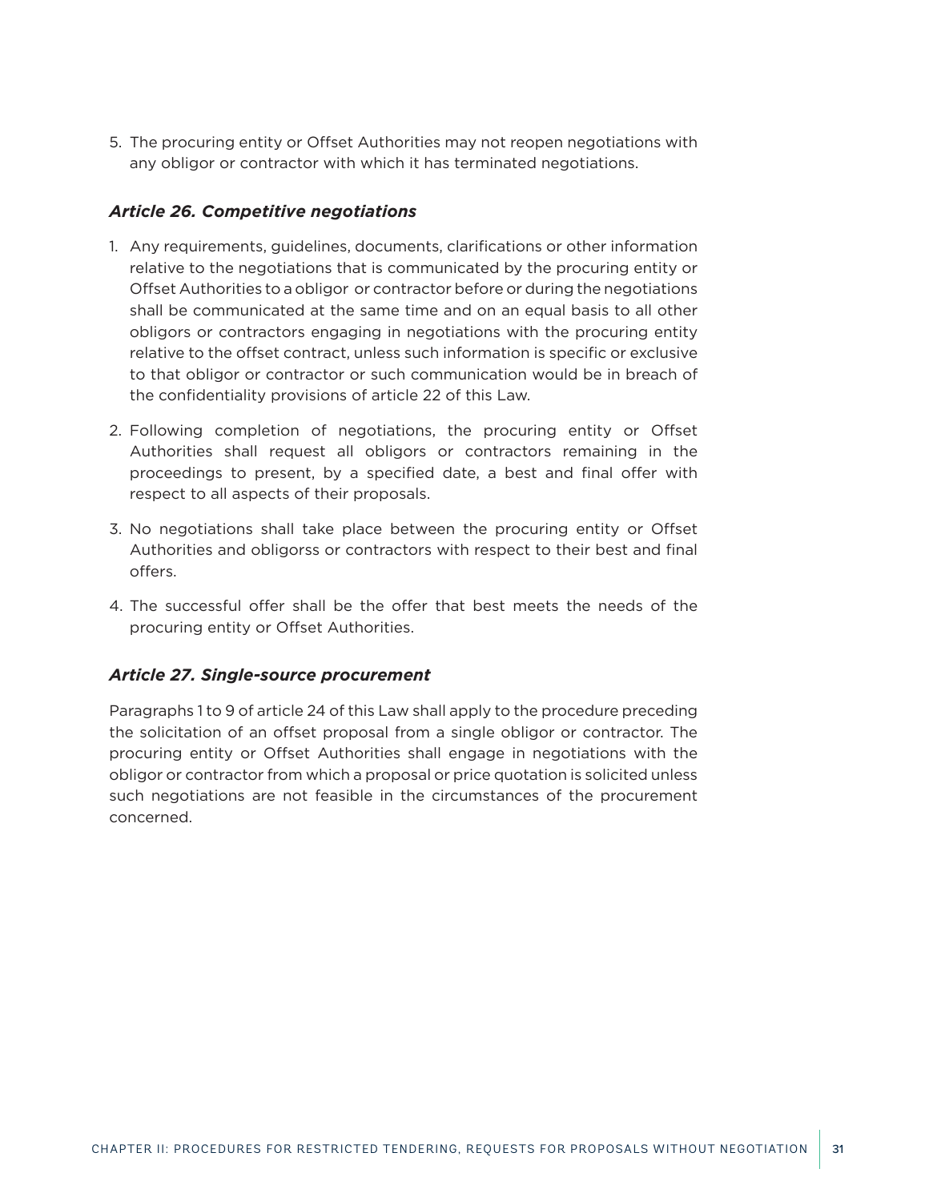5. The procuring entity or Offset Authorities may not reopen negotiations with any obligor or contractor with which it has terminated negotiations.

### *Article 26. Competitive negotiations*

1. Any requirements, guidelines, documents, clarifications or other information relative to the negotiations that is communicated by the procuring entity or Offset Authorities to a obligor or contractor before or during the negotiations shall be communicated at the same time and on an equal basis to all other obligors or contractors engaging in negotiations with the procuring entity relative to the offset contract, unless such information is specific or exclusive to that obligor or contractor or such communication would be in breach of the confidentiality provisions of article 22 of this Law.
2. Following completion of negotiations, the procuring entity or Offset Authorities shall request all obligors or contractors remaining in the proceedings to present, by a specified date, a best and final offer with respect to all aspects of their proposals.
3. No negotiations shall take place between the procuring entity or Offset Authorities and obligorss or contractors with respect to their best and final offers.
4. The successful offer shall be the offer that best meets the needs of the procuring entity or Offset Authorities.

### *Article 27. Single-source procurement*

Paragraphs 1 to 9 of article 24 of this Law shall apply to the procedure preceding the solicitation of an offset proposal from a single obligor or contractor. The procuring entity or Offset Authorities shall engage in negotiations with the obligor or contractor from which a proposal or price quotation is solicited unless such negotiations are not feasible in the circumstances of the procurement concerned.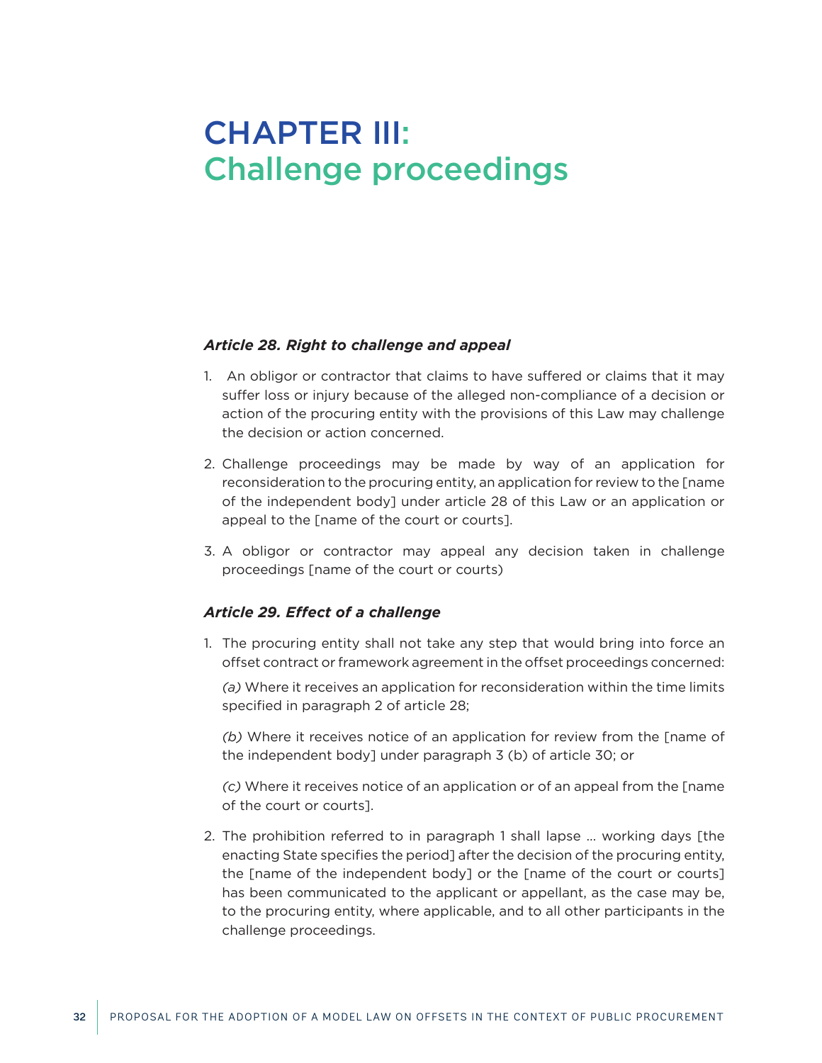# CHAPTER III: Challenge proceedings

### *Article 28. Right to challenge and appeal*

1. An obligor or contractor that claims to have suffered or claims that it may suffer loss or injury because of the alleged non-compliance of a decision or action of the procuring entity with the provisions of this Law may challenge the decision or action concerned.

2. Challenge proceedings may be made by way of an application for reconsideration to the procuring entity, an application for review to the [name of the independent body] under article 28 of this Law or an application or appeal to the [name of the court or courts].

3. A obligor or contractor may appeal any decision taken in challenge proceedings [name of the court or courts)

### *Article 29. Effect of a challenge*

1. The procuring entity shall not take any step that would bring into force an offset contract or framework agreement in the offset proceedings concerned:

   *(a)* Where it receives an application for reconsideration within the time limits specified in paragraph 2 of article 28;

   *(b)* Where it receives notice of an application for review from the [name of the independent body] under paragraph 3 (b) of article 30; or

   *(c)* Where it receives notice of an application or of an appeal from the [name of the court or courts].

2. The prohibition referred to in paragraph 1 shall lapse … working days [the enacting State specifies the period] after the decision of the procuring entity, the [name of the independent body] or the [name of the court or courts] has been communicated to the applicant or appellant, as the case may be, to the procuring entity, where applicable, and to all other participants in the challenge proceedings.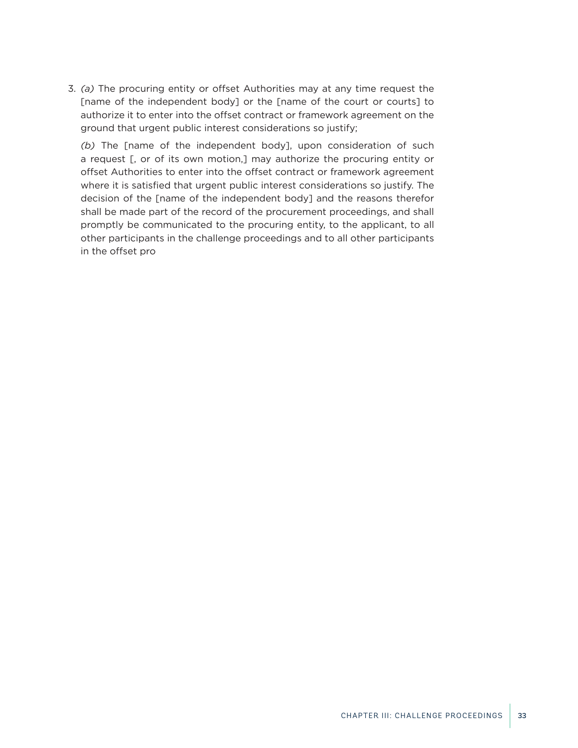3. *(a)* The procuring entity or offset Authorities may at any time request the [name of the independent body] or the [name of the court or courts] to authorize it to enter into the offset contract or framework agreement on the ground that urgent public interest considerations so justify;

   *(b)* The [name of the independent body], upon consideration of such a request [, or of its own motion,] may authorize the procuring entity or offset Authorities to enter into the offset contract or framework agreement where it is satisfied that urgent public interest considerations so justify. The decision of the [name of the independent body] and the reasons therefor shall be made part of the record of the procurement proceedings, and shall promptly be communicated to the procuring entity, to the applicant, to all other participants in the challenge proceedings and to all other participants in the offset pro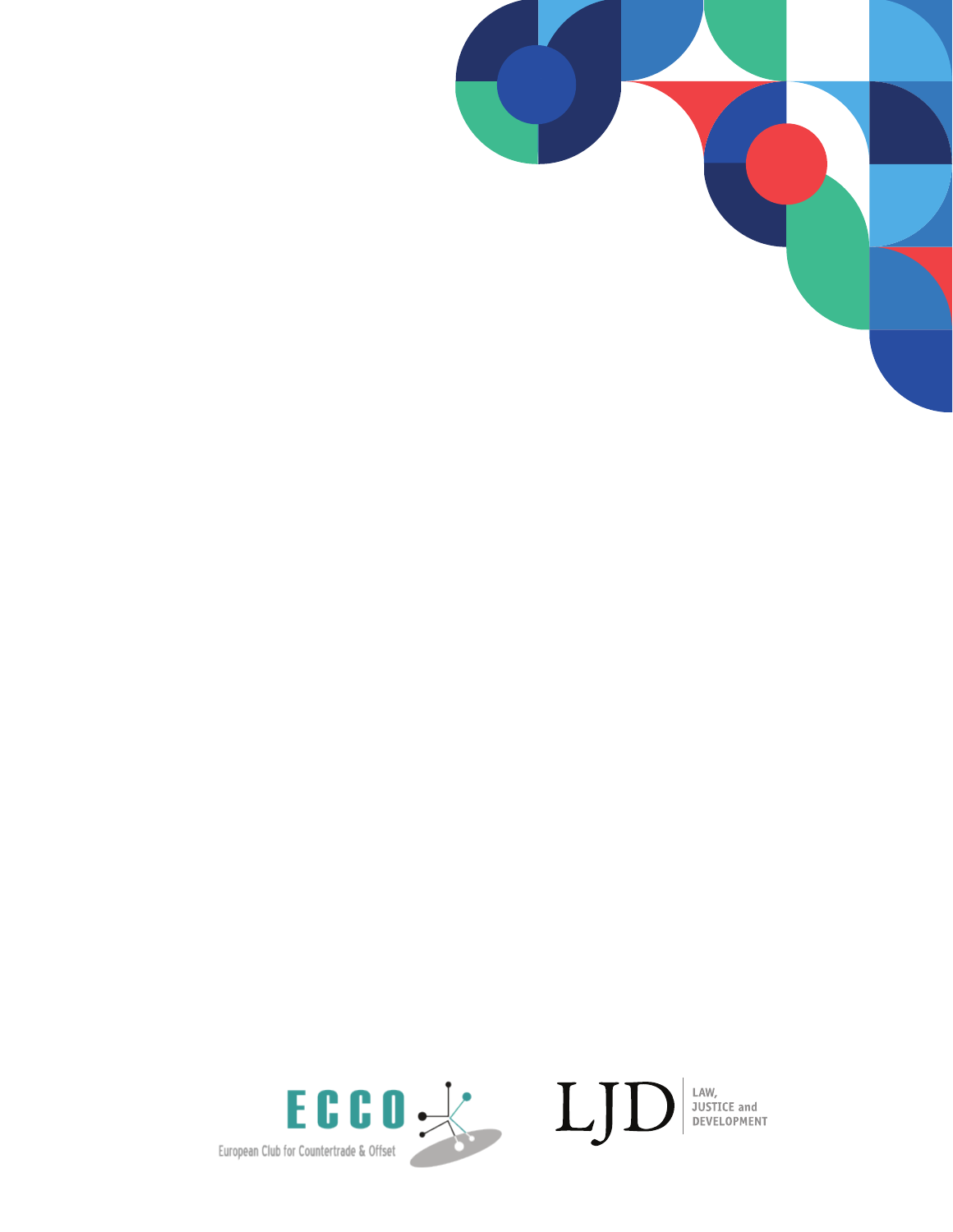ECCO

European Club for Countertrade & Offset

LJD

LAW, JUSTICE and DEVELOPMENT